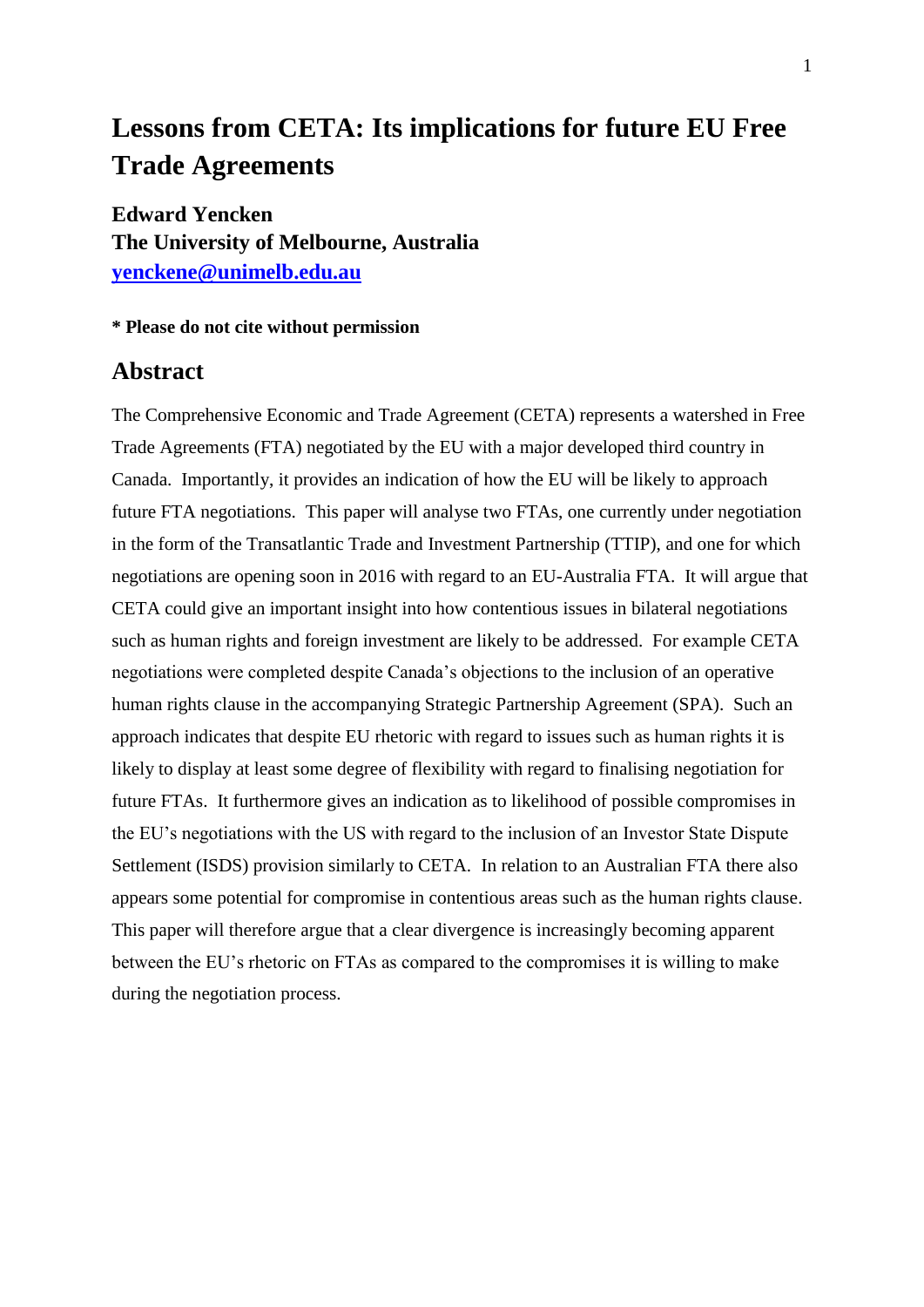# Lessons from CETA: Its implications for future EU Free Trade Agreements

**Edward Yencken**
**The University of Melbourne, Australia**
**[yenckene@unimelb.edu.au](mailto:yenckene@unimelb.edu.au)**

**\* Please do not cite without permission**

## Abstract

The Comprehensive Economic and Trade Agreement (CETA) represents a watershed in Free Trade Agreements (FTA) negotiated by the EU with a major developed third country in Canada. Importantly, it provides an indication of how the EU will be likely to approach future FTA negotiations. This paper will analyse two FTAs, one currently under negotiation in the form of the Transatlantic Trade and Investment Partnership (TTIP), and one for which negotiations are opening soon in 2016 with regard to an EU-Australia FTA. It will argue that CETA could give an important insight into how contentious issues in bilateral negotiations such as human rights and foreign investment are likely to be addressed. For example CETA negotiations were completed despite Canada's objections to the inclusion of an operative human rights clause in the accompanying Strategic Partnership Agreement (SPA). Such an approach indicates that despite EU rhetoric with regard to issues such as human rights it is likely to display at least some degree of flexibility with regard to finalising negotiation for future FTAs. It furthermore gives an indication as to likelihood of possible compromises in the EU's negotiations with the US with regard to the inclusion of an Investor State Dispute Settlement (ISDS) provision similarly to CETA. In relation to an Australian FTA there also appears some potential for compromise in contentious areas such as the human rights clause. This paper will therefore argue that a clear divergence is increasingly becoming apparent between the EU's rhetoric on FTAs as compared to the compromises it is willing to make during the negotiation process.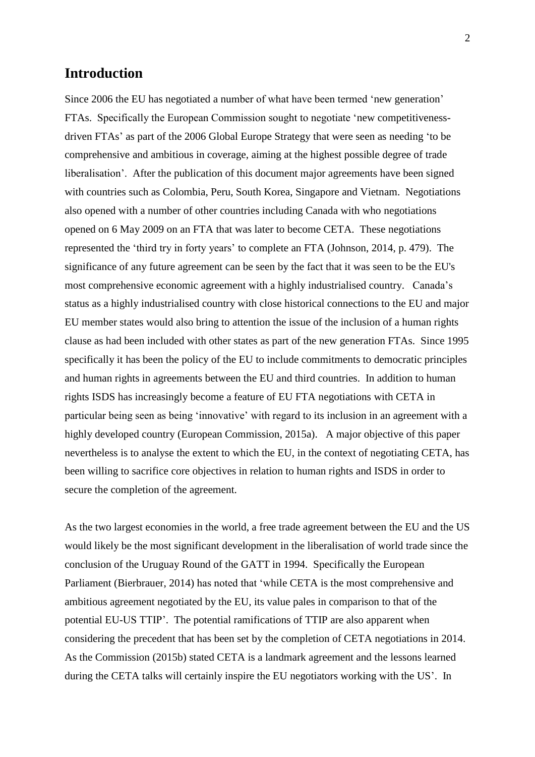## Introduction

Since 2006 the EU has negotiated a number of what have been termed 'new generation' FTAs. Specifically the European Commission sought to negotiate 'new competitiveness-driven FTAs' as part of the 2006 Global Europe Strategy that were seen as needing 'to be comprehensive and ambitious in coverage, aiming at the highest possible degree of trade liberalisation'. After the publication of this document major agreements have been signed with countries such as Colombia, Peru, South Korea, Singapore and Vietnam. Negotiations also opened with a number of other countries including Canada with who negotiations opened on 6 May 2009 on an FTA that was later to become CETA. These negotiations represented the 'third try in forty years' to complete an FTA (Johnson, 2014, p. 479). The significance of any future agreement can be seen by the fact that it was seen to be the EU's most comprehensive economic agreement with a highly industrialised country. Canada's status as a highly industrialised country with close historical connections to the EU and major EU member states would also bring to attention the issue of the inclusion of a human rights clause as had been included with other states as part of the new generation FTAs. Since 1995 specifically it has been the policy of the EU to include commitments to democratic principles and human rights in agreements between the EU and third countries. In addition to human rights ISDS has increasingly become a feature of EU FTA negotiations with CETA in particular being seen as being 'innovative' with regard to its inclusion in an agreement with a highly developed country (European Commission, 2015a). A major objective of this paper nevertheless is to analyse the extent to which the EU, in the context of negotiating CETA, has been willing to sacrifice core objectives in relation to human rights and ISDS in order to secure the completion of the agreement.

As the two largest economies in the world, a free trade agreement between the EU and the US would likely be the most significant development in the liberalisation of world trade since the conclusion of the Uruguay Round of the GATT in 1994. Specifically the European Parliament (Bierbrauer, 2014) has noted that 'while CETA is the most comprehensive and ambitious agreement negotiated by the EU, its value pales in comparison to that of the potential EU-US TTIP'. The potential ramifications of TTIP are also apparent when considering the precedent that has been set by the completion of CETA negotiations in 2014. As the Commission (2015b) stated CETA is a landmark agreement and the lessons learned during the CETA talks will certainly inspire the EU negotiators working with the US'. In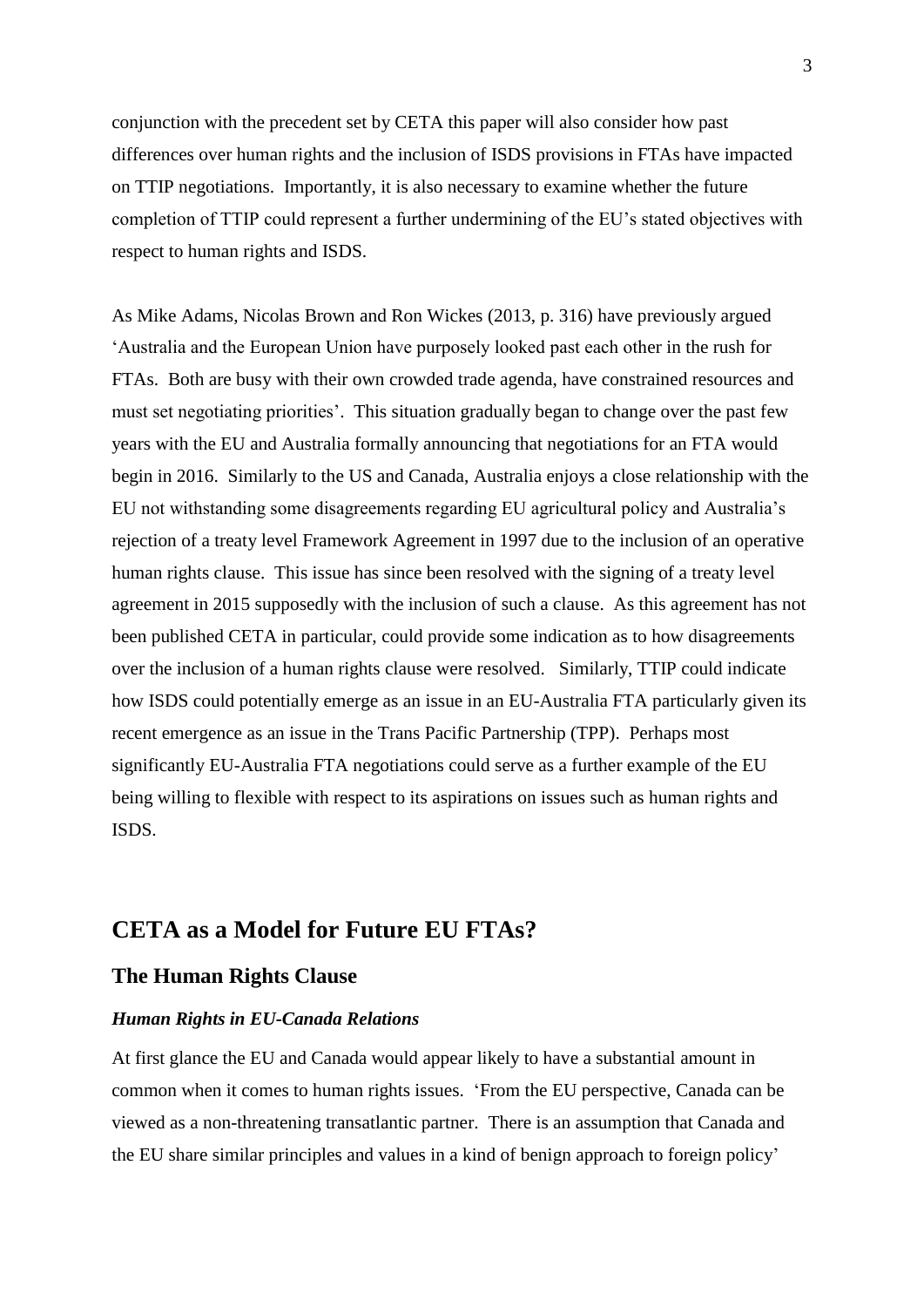conjunction with the precedent set by CETA this paper will also consider how past differences over human rights and the inclusion of ISDS provisions in FTAs have impacted on TTIP negotiations. Importantly, it is also necessary to examine whether the future completion of TTIP could represent a further undermining of the EU's stated objectives with respect to human rights and ISDS.

As Mike Adams, Nicolas Brown and Ron Wickes (2013, p. 316) have previously argued 'Australia and the European Union have purposely looked past each other in the rush for FTAs. Both are busy with their own crowded trade agenda, have constrained resources and must set negotiating priorities'. This situation gradually began to change over the past few years with the EU and Australia formally announcing that negotiations for an FTA would begin in 2016. Similarly to the US and Canada, Australia enjoys a close relationship with the EU not withstanding some disagreements regarding EU agricultural policy and Australia's rejection of a treaty level Framework Agreement in 1997 due to the inclusion of an operative human rights clause. This issue has since been resolved with the signing of a treaty level agreement in 2015 supposedly with the inclusion of such a clause. As this agreement has not been published CETA in particular, could provide some indication as to how disagreements over the inclusion of a human rights clause were resolved. Similarly, TTIP could indicate how ISDS could potentially emerge as an issue in an EU-Australia FTA particularly given its recent emergence as an issue in the Trans Pacific Partnership (TPP). Perhaps most significantly EU-Australia FTA negotiations could serve as a further example of the EU being willing to flexible with respect to its aspirations on issues such as human rights and ISDS.

## CETA as a Model for Future EU FTAs?

### The Human Rights Clause

#### *Human Rights in EU-Canada Relations*

At first glance the EU and Canada would appear likely to have a substantial amount in common when it comes to human rights issues. 'From the EU perspective, Canada can be viewed as a non-threatening transatlantic partner. There is an assumption that Canada and the EU share similar principles and values in a kind of benign approach to foreign policy'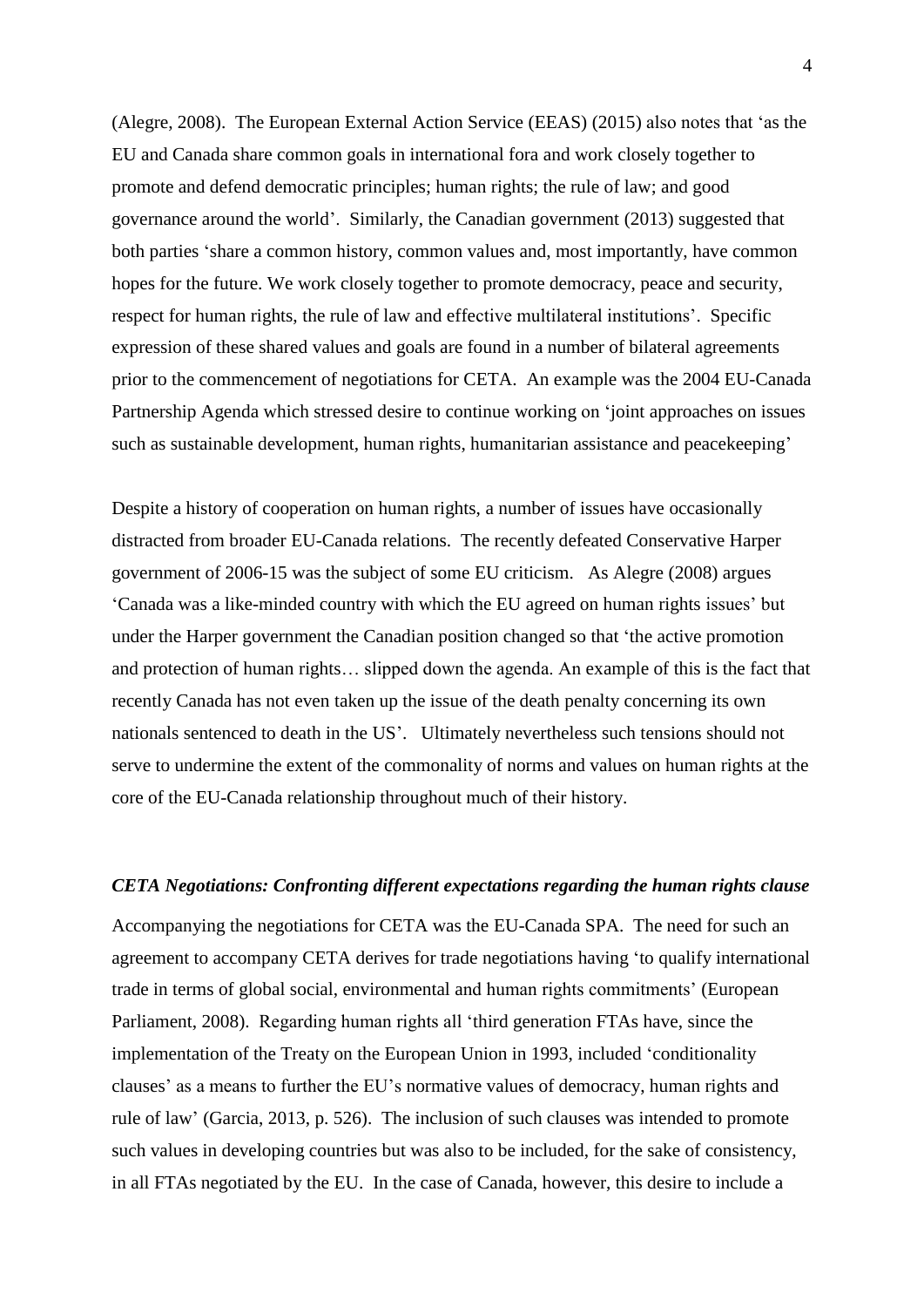(Alegre, 2008). The European External Action Service (EEAS) (2015) also notes that 'as the EU and Canada share common goals in international fora and work closely together to promote and defend democratic principles; human rights; the rule of law; and good governance around the world'. Similarly, the Canadian government (2013) suggested that both parties 'share a common history, common values and, most importantly, have common hopes for the future. We work closely together to promote democracy, peace and security, respect for human rights, the rule of law and effective multilateral institutions'. Specific expression of these shared values and goals are found in a number of bilateral agreements prior to the commencement of negotiations for CETA. An example was the 2004 EU-Canada Partnership Agenda which stressed desire to continue working on 'joint approaches on issues such as sustainable development, human rights, humanitarian assistance and peacekeeping'

Despite a history of cooperation on human rights, a number of issues have occasionally distracted from broader EU-Canada relations. The recently defeated Conservative Harper government of 2006-15 was the subject of some EU criticism. As Alegre (2008) argues 'Canada was a like-minded country with which the EU agreed on human rights issues' but under the Harper government the Canadian position changed so that 'the active promotion and protection of human rights… slipped down the agenda. An example of this is the fact that recently Canada has not even taken up the issue of the death penalty concerning its own nationals sentenced to death in the US'. Ultimately nevertheless such tensions should not serve to undermine the extent of the commonality of norms and values on human rights at the core of the EU-Canada relationship throughout much of their history.

### *CETA Negotiations: Confronting different expectations regarding the human rights clause*

Accompanying the negotiations for CETA was the EU-Canada SPA. The need for such an agreement to accompany CETA derives for trade negotiations having 'to qualify international trade in terms of global social, environmental and human rights commitments' (European Parliament, 2008). Regarding human rights all 'third generation FTAs have, since the implementation of the Treaty on the European Union in 1993, included 'conditionality clauses' as a means to further the EU's normative values of democracy, human rights and rule of law' (Garcia, 2013, p. 526). The inclusion of such clauses was intended to promote such values in developing countries but was also to be included, for the sake of consistency, in all FTAs negotiated by the EU. In the case of Canada, however, this desire to include a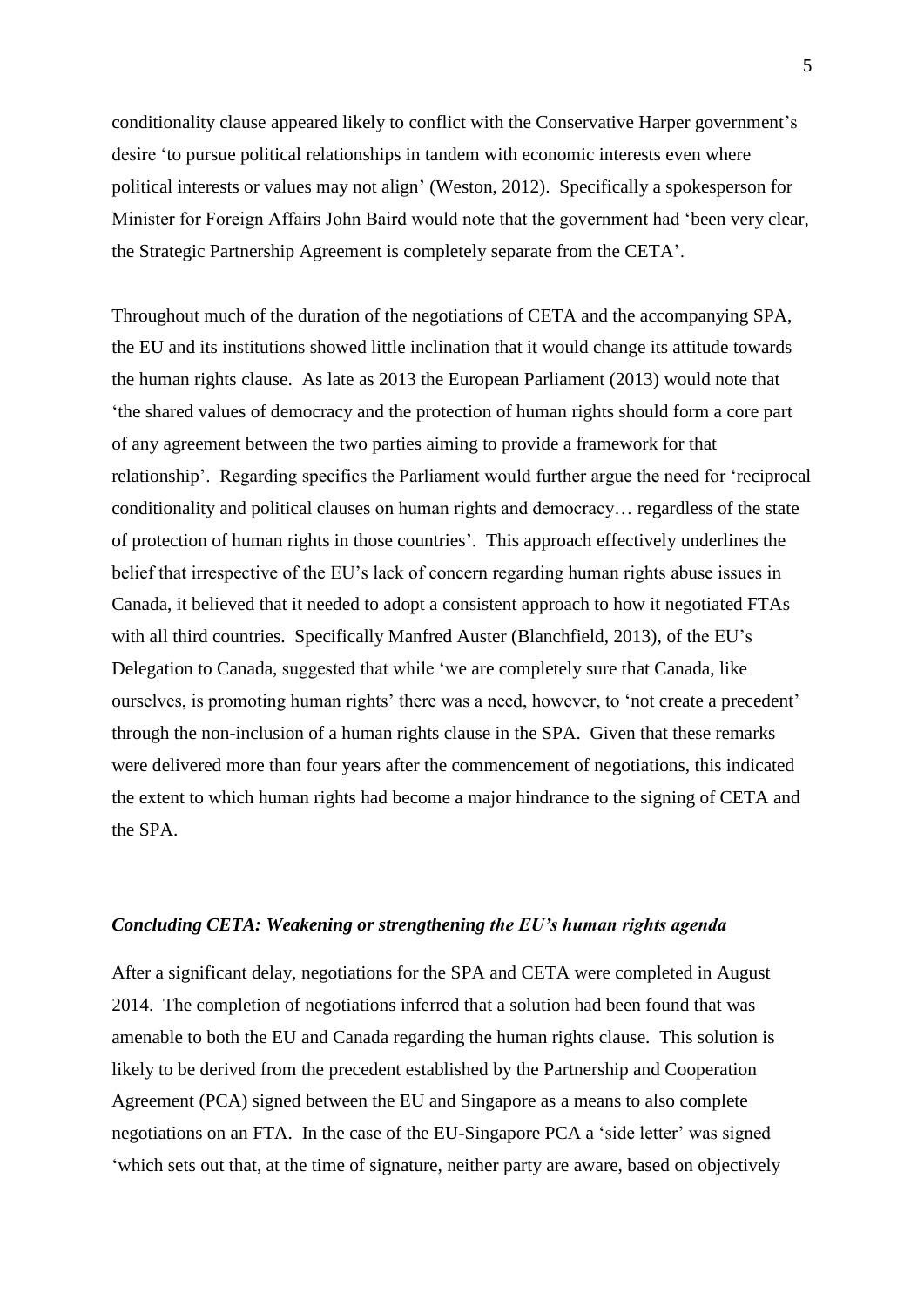conditionality clause appeared likely to conflict with the Conservative Harper government's desire 'to pursue political relationships in tandem with economic interests even where political interests or values may not align' (Weston, 2012). Specifically a spokesperson for Minister for Foreign Affairs John Baird would note that the government had 'been very clear, the Strategic Partnership Agreement is completely separate from the CETA'.

Throughout much of the duration of the negotiations of CETA and the accompanying SPA, the EU and its institutions showed little inclination that it would change its attitude towards the human rights clause. As late as 2013 the European Parliament (2013) would note that 'the shared values of democracy and the protection of human rights should form a core part of any agreement between the two parties aiming to provide a framework for that relationship'. Regarding specifics the Parliament would further argue the need for 'reciprocal conditionality and political clauses on human rights and democracy… regardless of the state of protection of human rights in those countries'. This approach effectively underlines the belief that irrespective of the EU's lack of concern regarding human rights abuse issues in Canada, it believed that it needed to adopt a consistent approach to how it negotiated FTAs with all third countries. Specifically Manfred Auster (Blanchfield, 2013), of the EU's Delegation to Canada, suggested that while 'we are completely sure that Canada, like ourselves, is promoting human rights' there was a need, however, to 'not create a precedent' through the non-inclusion of a human rights clause in the SPA. Given that these remarks were delivered more than four years after the commencement of negotiations, this indicated the extent to which human rights had become a major hindrance to the signing of CETA and the SPA.

### *Concluding CETA: Weakening or strengthening the EU's human rights agenda*

After a significant delay, negotiations for the SPA and CETA were completed in August 2014. The completion of negotiations inferred that a solution had been found that was amenable to both the EU and Canada regarding the human rights clause. This solution is likely to be derived from the precedent established by the Partnership and Cooperation Agreement (PCA) signed between the EU and Singapore as a means to also complete negotiations on an FTA. In the case of the EU-Singapore PCA a 'side letter' was signed 'which sets out that, at the time of signature, neither party are aware, based on objectively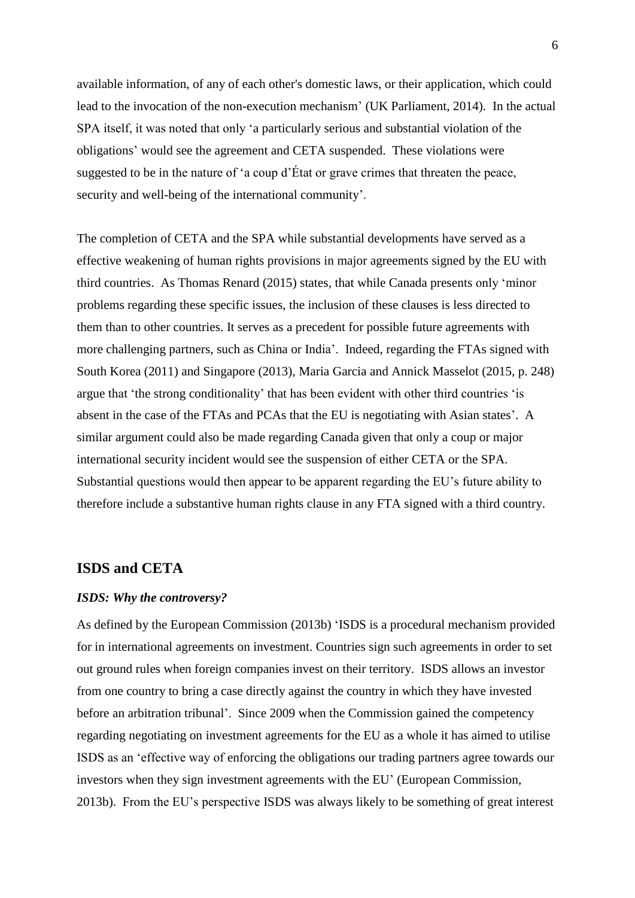available information, of any of each other's domestic laws, or their application, which could lead to the invocation of the non-execution mechanism' (UK Parliament, 2014). In the actual SPA itself, it was noted that only 'a particularly serious and substantial violation of the obligations' would see the agreement and CETA suspended. These violations were suggested to be in the nature of 'a coup d'État or grave crimes that threaten the peace, security and well-being of the international community'.

The completion of CETA and the SPA while substantial developments have served as a effective weakening of human rights provisions in major agreements signed by the EU with third countries. As Thomas Renard (2015) states, that while Canada presents only 'minor problems regarding these specific issues, the inclusion of these clauses is less directed to them than to other countries. It serves as a precedent for possible future agreements with more challenging partners, such as China or India'. Indeed, regarding the FTAs signed with South Korea (2011) and Singapore (2013), Maria Garcia and Annick Masselot (2015, p. 248) argue that 'the strong conditionality' that has been evident with other third countries 'is absent in the case of the FTAs and PCAs that the EU is negotiating with Asian states'. A similar argument could also be made regarding Canada given that only a coup or major international security incident would see the suspension of either CETA or the SPA. Substantial questions would then appear to be apparent regarding the EU's future ability to therefore include a substantive human rights clause in any FTA signed with a third country.

## ISDS and CETA

### *ISDS: Why the controversy?*

As defined by the European Commission (2013b) 'ISDS is a procedural mechanism provided for in international agreements on investment. Countries sign such agreements in order to set out ground rules when foreign companies invest on their territory. ISDS allows an investor from one country to bring a case directly against the country in which they have invested before an arbitration tribunal'. Since 2009 when the Commission gained the competency regarding negotiating on investment agreements for the EU as a whole it has aimed to utilise ISDS as an 'effective way of enforcing the obligations our trading partners agree towards our investors when they sign investment agreements with the EU' (European Commission, 2013b). From the EU's perspective ISDS was always likely to be something of great interest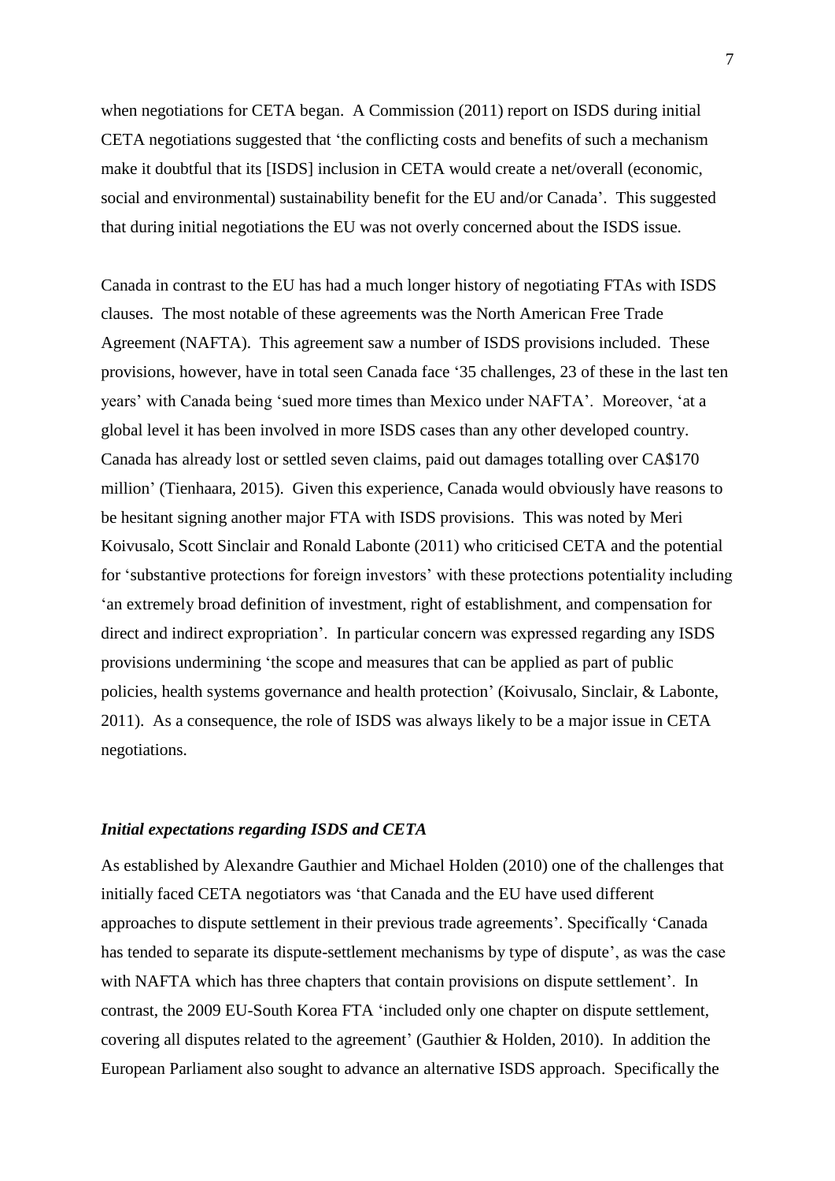when negotiations for CETA began. A Commission (2011) report on ISDS during initial CETA negotiations suggested that 'the conflicting costs and benefits of such a mechanism make it doubtful that its [ISDS] inclusion in CETA would create a net/overall (economic, social and environmental) sustainability benefit for the EU and/or Canada'. This suggested that during initial negotiations the EU was not overly concerned about the ISDS issue.

Canada in contrast to the EU has had a much longer history of negotiating FTAs with ISDS clauses. The most notable of these agreements was the North American Free Trade Agreement (NAFTA). This agreement saw a number of ISDS provisions included. These provisions, however, have in total seen Canada face '35 challenges, 23 of these in the last ten years' with Canada being 'sued more times than Mexico under NAFTA'. Moreover, 'at a global level it has been involved in more ISDS cases than any other developed country. Canada has already lost or settled seven claims, paid out damages totalling over CA$170 million' (Tienhaara, 2015). Given this experience, Canada would obviously have reasons to be hesitant signing another major FTA with ISDS provisions. This was noted by Meri Koivusalo, Scott Sinclair and Ronald Labonte (2011) who criticised CETA and the potential for 'substantive protections for foreign investors' with these protections potentiality including 'an extremely broad definition of investment, right of establishment, and compensation for direct and indirect expropriation'. In particular concern was expressed regarding any ISDS provisions undermining 'the scope and measures that can be applied as part of public policies, health systems governance and health protection' (Koivusalo, Sinclair, & Labonte, 2011). As a consequence, the role of ISDS was always likely to be a major issue in CETA negotiations.

### *Initial expectations regarding ISDS and CETA*

As established by Alexandre Gauthier and Michael Holden (2010) one of the challenges that initially faced CETA negotiators was 'that Canada and the EU have used different approaches to dispute settlement in their previous trade agreements'. Specifically 'Canada has tended to separate its dispute-settlement mechanisms by type of dispute', as was the case with NAFTA which has three chapters that contain provisions on dispute settlement'. In contrast, the 2009 EU-South Korea FTA 'included only one chapter on dispute settlement, covering all disputes related to the agreement' (Gauthier & Holden, 2010). In addition the European Parliament also sought to advance an alternative ISDS approach. Specifically the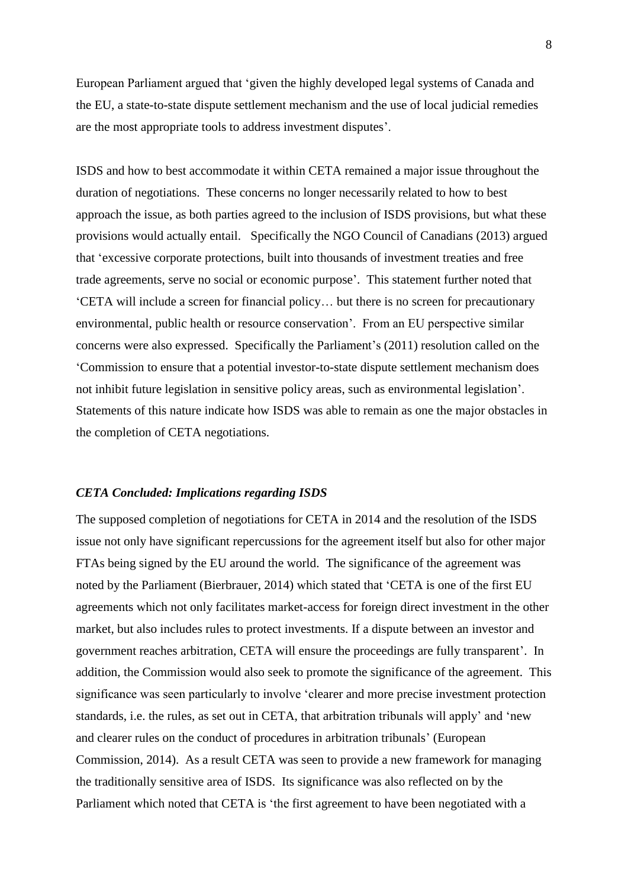European Parliament argued that 'given the highly developed legal systems of Canada and the EU, a state-to-state dispute settlement mechanism and the use of local judicial remedies are the most appropriate tools to address investment disputes'.

ISDS and how to best accommodate it within CETA remained a major issue throughout the duration of negotiations. These concerns no longer necessarily related to how to best approach the issue, as both parties agreed to the inclusion of ISDS provisions, but what these provisions would actually entail. Specifically the NGO Council of Canadians (2013) argued that 'excessive corporate protections, built into thousands of investment treaties and free trade agreements, serve no social or economic purpose'. This statement further noted that 'CETA will include a screen for financial policy… but there is no screen for precautionary environmental, public health or resource conservation'. From an EU perspective similar concerns were also expressed. Specifically the Parliament's (2011) resolution called on the 'Commission to ensure that a potential investor-to-state dispute settlement mechanism does not inhibit future legislation in sensitive policy areas, such as environmental legislation'. Statements of this nature indicate how ISDS was able to remain as one the major obstacles in the completion of CETA negotiations.

### *CETA Concluded: Implications regarding ISDS*

The supposed completion of negotiations for CETA in 2014 and the resolution of the ISDS issue not only have significant repercussions for the agreement itself but also for other major FTAs being signed by the EU around the world. The significance of the agreement was noted by the Parliament (Bierbrauer, 2014) which stated that 'CETA is one of the first EU agreements which not only facilitates market-access for foreign direct investment in the other market, but also includes rules to protect investments. If a dispute between an investor and government reaches arbitration, CETA will ensure the proceedings are fully transparent'. In addition, the Commission would also seek to promote the significance of the agreement. This significance was seen particularly to involve 'clearer and more precise investment protection standards, i.e. the rules, as set out in CETA, that arbitration tribunals will apply' and 'new and clearer rules on the conduct of procedures in arbitration tribunals' (European Commission, 2014). As a result CETA was seen to provide a new framework for managing the traditionally sensitive area of ISDS. Its significance was also reflected on by the Parliament which noted that CETA is 'the first agreement to have been negotiated with a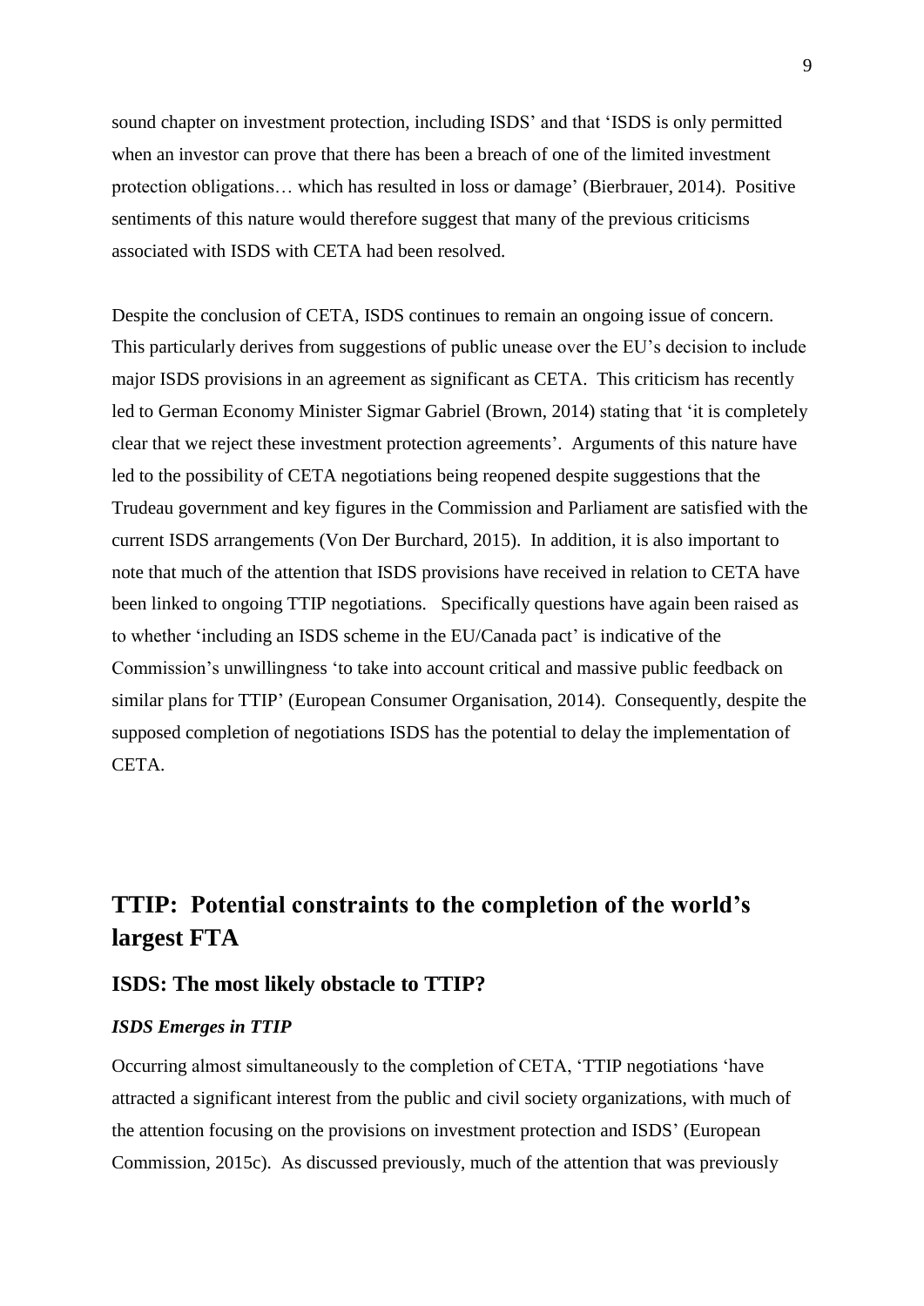sound chapter on investment protection, including ISDS' and that 'ISDS is only permitted when an investor can prove that there has been a breach of one of the limited investment protection obligations… which has resulted in loss or damage' (Bierbrauer, 2014). Positive sentiments of this nature would therefore suggest that many of the previous criticisms associated with ISDS with CETA had been resolved.

Despite the conclusion of CETA, ISDS continues to remain an ongoing issue of concern. This particularly derives from suggestions of public unease over the EU's decision to include major ISDS provisions in an agreement as significant as CETA. This criticism has recently led to German Economy Minister Sigmar Gabriel (Brown, 2014) stating that 'it is completely clear that we reject these investment protection agreements'. Arguments of this nature have led to the possibility of CETA negotiations being reopened despite suggestions that the Trudeau government and key figures in the Commission and Parliament are satisfied with the current ISDS arrangements (Von Der Burchard, 2015). In addition, it is also important to note that much of the attention that ISDS provisions have received in relation to CETA have been linked to ongoing TTIP negotiations. Specifically questions have again been raised as to whether 'including an ISDS scheme in the EU/Canada pact' is indicative of the Commission's unwillingness 'to take into account critical and massive public feedback on similar plans for TTIP' (European Consumer Organisation, 2014). Consequently, despite the supposed completion of negotiations ISDS has the potential to delay the implementation of CETA.

## TTIP: Potential constraints to the completion of the world's largest FTA

### ISDS: The most likely obstacle to TTIP?

#### *ISDS Emerges in TTIP*

Occurring almost simultaneously to the completion of CETA, 'TTIP negotiations 'have attracted a significant interest from the public and civil society organizations, with much of the attention focusing on the provisions on investment protection and ISDS' (European Commission, 2015c). As discussed previously, much of the attention that was previously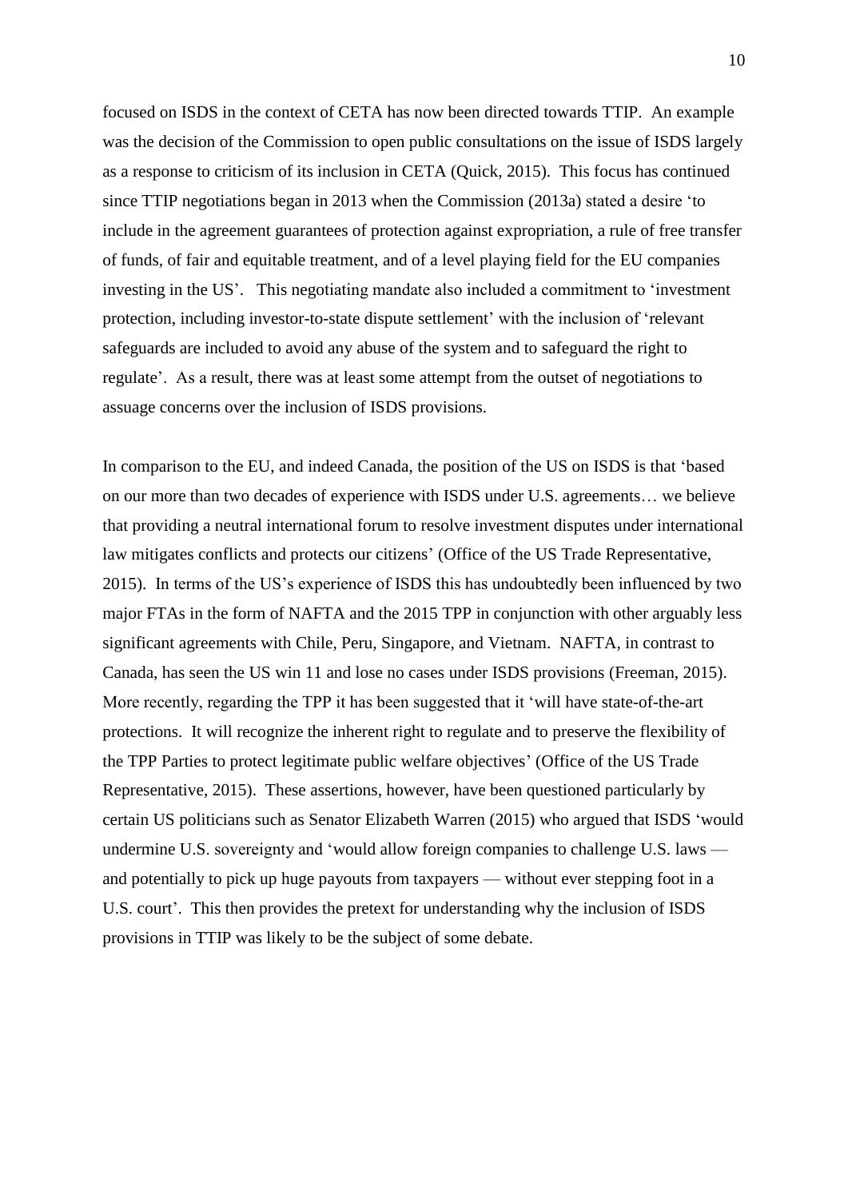focused on ISDS in the context of CETA has now been directed towards TTIP. An example was the decision of the Commission to open public consultations on the issue of ISDS largely as a response to criticism of its inclusion in CETA (Quick, 2015). This focus has continued since TTIP negotiations began in 2013 when the Commission (2013a) stated a desire 'to include in the agreement guarantees of protection against expropriation, a rule of free transfer of funds, of fair and equitable treatment, and of a level playing field for the EU companies investing in the US'. This negotiating mandate also included a commitment to 'investment protection, including investor-to-state dispute settlement' with the inclusion of 'relevant safeguards are included to avoid any abuse of the system and to safeguard the right to regulate'. As a result, there was at least some attempt from the outset of negotiations to assuage concerns over the inclusion of ISDS provisions.

In comparison to the EU, and indeed Canada, the position of the US on ISDS is that 'based on our more than two decades of experience with ISDS under U.S. agreements… we believe that providing a neutral international forum to resolve investment disputes under international law mitigates conflicts and protects our citizens' (Office of the US Trade Representative, 2015). In terms of the US's experience of ISDS this has undoubtedly been influenced by two major FTAs in the form of NAFTA and the 2015 TPP in conjunction with other arguably less significant agreements with Chile, Peru, Singapore, and Vietnam. NAFTA, in contrast to Canada, has seen the US win 11 and lose no cases under ISDS provisions (Freeman, 2015). More recently, regarding the TPP it has been suggested that it 'will have state-of-the-art protections. It will recognize the inherent right to regulate and to preserve the flexibility of the TPP Parties to protect legitimate public welfare objectives' (Office of the US Trade Representative, 2015). These assertions, however, have been questioned particularly by certain US politicians such as Senator Elizabeth Warren (2015) who argued that ISDS 'would undermine U.S. sovereignty and 'would allow foreign companies to challenge U.S. laws — and potentially to pick up huge payouts from taxpayers — without ever stepping foot in a U.S. court'. This then provides the pretext for understanding why the inclusion of ISDS provisions in TTIP was likely to be the subject of some debate.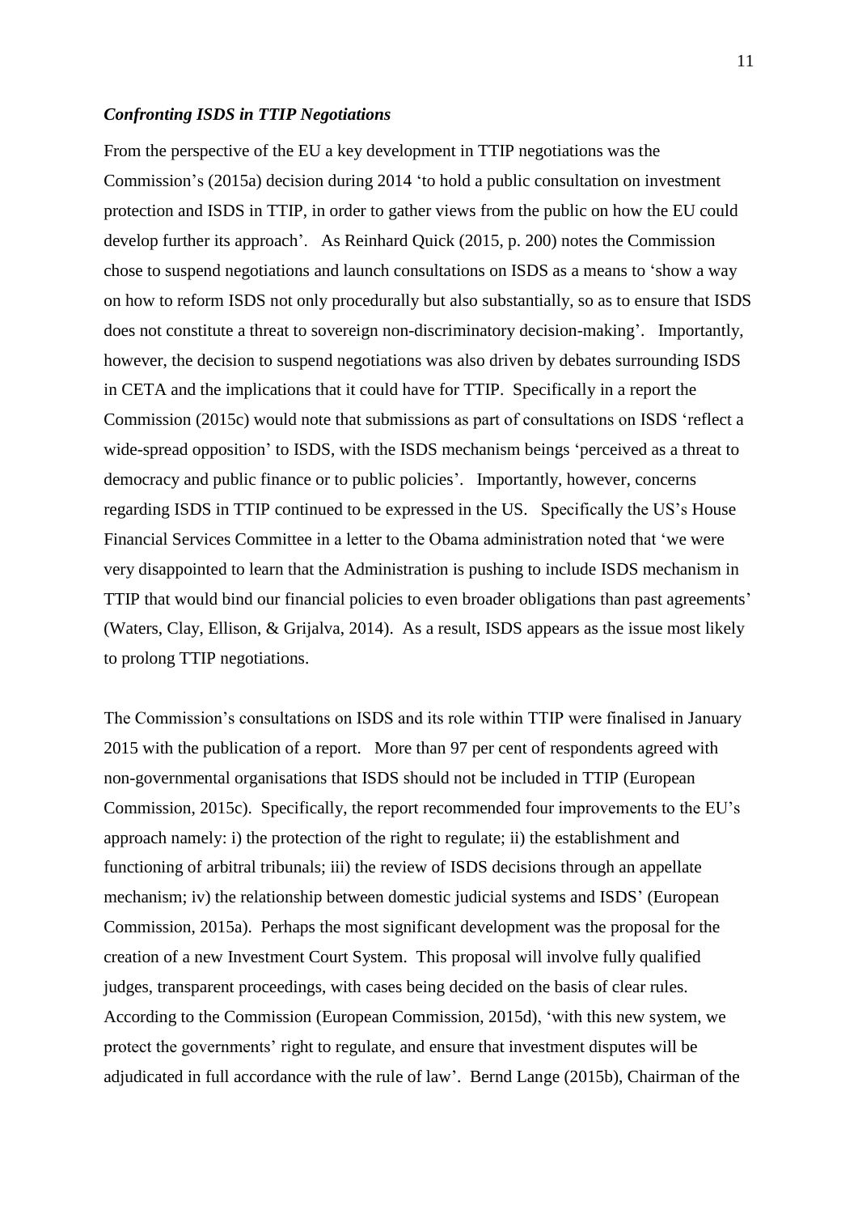### ***Confronting ISDS in TTIP Negotiations***

From the perspective of the EU a key development in TTIP negotiations was the Commission's (2015a) decision during 2014 'to hold a public consultation on investment protection and ISDS in TTIP, in order to gather views from the public on how the EU could develop further its approach'. As Reinhard Quick (2015, p. 200) notes the Commission chose to suspend negotiations and launch consultations on ISDS as a means to 'show a way on how to reform ISDS not only procedurally but also substantially, so as to ensure that ISDS does not constitute a threat to sovereign non-discriminatory decision-making'. Importantly, however, the decision to suspend negotiations was also driven by debates surrounding ISDS in CETA and the implications that it could have for TTIP. Specifically in a report the Commission (2015c) would note that submissions as part of consultations on ISDS 'reflect a wide-spread opposition' to ISDS, with the ISDS mechanism beings 'perceived as a threat to democracy and public finance or to public policies'. Importantly, however, concerns regarding ISDS in TTIP continued to be expressed in the US. Specifically the US's House Financial Services Committee in a letter to the Obama administration noted that 'we were very disappointed to learn that the Administration is pushing to include ISDS mechanism in TTIP that would bind our financial policies to even broader obligations than past agreements' (Waters, Clay, Ellison, & Grijalva, 2014). As a result, ISDS appears as the issue most likely to prolong TTIP negotiations.

The Commission's consultations on ISDS and its role within TTIP were finalised in January 2015 with the publication of a report. More than 97 per cent of respondents agreed with non-governmental organisations that ISDS should not be included in TTIP (European Commission, 2015c). Specifically, the report recommended four improvements to the EU's approach namely: i) the protection of the right to regulate; ii) the establishment and functioning of arbitral tribunals; iii) the review of ISDS decisions through an appellate mechanism; iv) the relationship between domestic judicial systems and ISDS' (European Commission, 2015a). Perhaps the most significant development was the proposal for the creation of a new Investment Court System. This proposal will involve fully qualified judges, transparent proceedings, with cases being decided on the basis of clear rules. According to the Commission (European Commission, 2015d), 'with this new system, we protect the governments' right to regulate, and ensure that investment disputes will be adjudicated in full accordance with the rule of law'. Bernd Lange (2015b), Chairman of the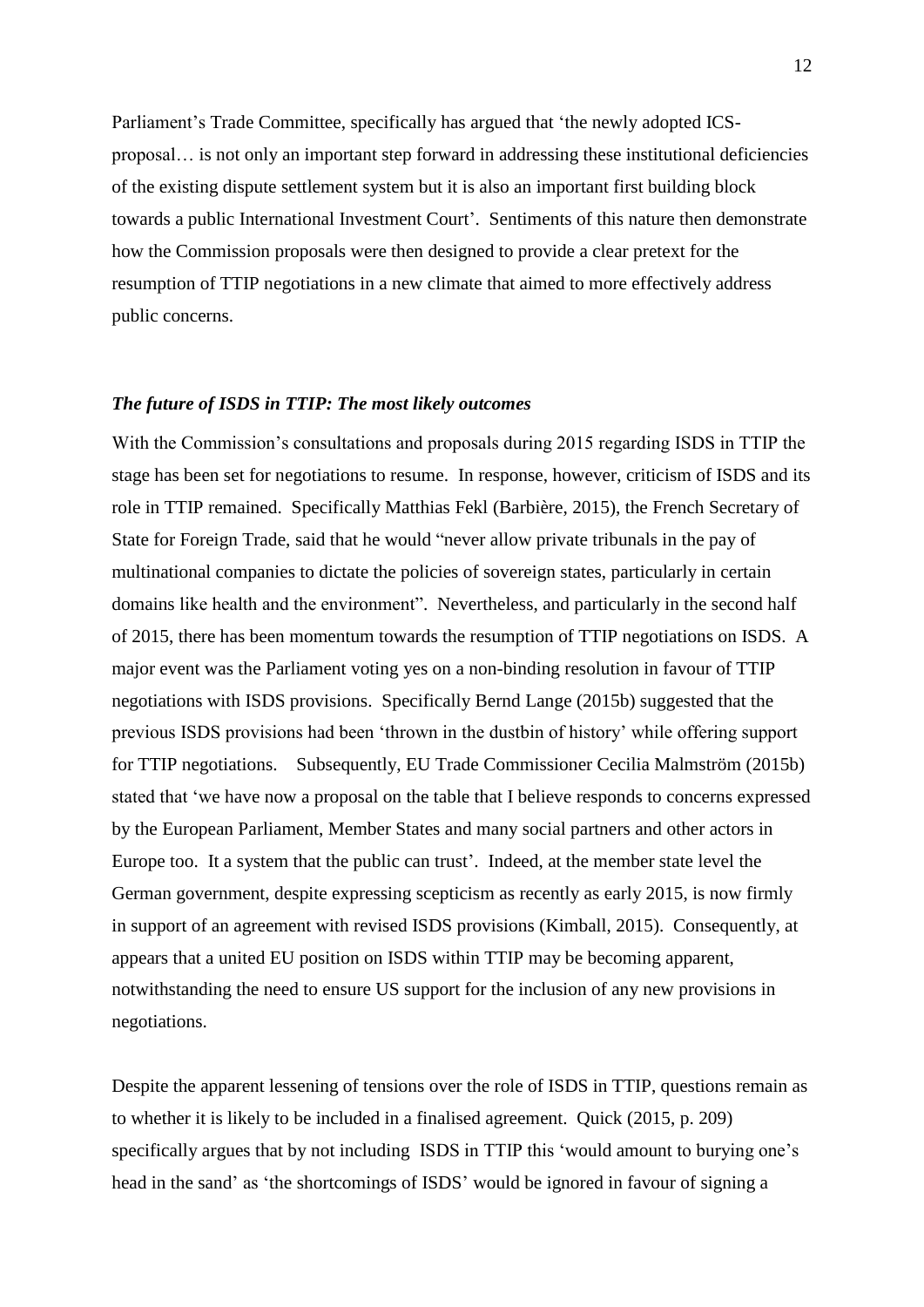Parliament's Trade Committee, specifically has argued that 'the newly adopted ICS-proposal… is not only an important step forward in addressing these institutional deficiencies of the existing dispute settlement system but it is also an important first building block towards a public International Investment Court'. Sentiments of this nature then demonstrate how the Commission proposals were then designed to provide a clear pretext for the resumption of TTIP negotiations in a new climate that aimed to more effectively address public concerns.

### *The future of ISDS in TTIP: The most likely outcomes*

With the Commission's consultations and proposals during 2015 regarding ISDS in TTIP the stage has been set for negotiations to resume. In response, however, criticism of ISDS and its role in TTIP remained. Specifically Matthias Fekl (Barbière, 2015), the French Secretary of State for Foreign Trade, said that he would "never allow private tribunals in the pay of multinational companies to dictate the policies of sovereign states, particularly in certain domains like health and the environment". Nevertheless, and particularly in the second half of 2015, there has been momentum towards the resumption of TTIP negotiations on ISDS. A major event was the Parliament voting yes on a non-binding resolution in favour of TTIP negotiations with ISDS provisions. Specifically Bernd Lange (2015b) suggested that the previous ISDS provisions had been 'thrown in the dustbin of history' while offering support for TTIP negotiations. Subsequently, EU Trade Commissioner Cecilia Malmström (2015b) stated that 'we have now a proposal on the table that I believe responds to concerns expressed by the European Parliament, Member States and many social partners and other actors in Europe too. It a system that the public can trust'. Indeed, at the member state level the German government, despite expressing scepticism as recently as early 2015, is now firmly in support of an agreement with revised ISDS provisions (Kimball, 2015). Consequently, at appears that a united EU position on ISDS within TTIP may be becoming apparent, notwithstanding the need to ensure US support for the inclusion of any new provisions in negotiations.

Despite the apparent lessening of tensions over the role of ISDS in TTIP, questions remain as to whether it is likely to be included in a finalised agreement. Quick (2015, p. 209) specifically argues that by not including ISDS in TTIP this 'would amount to burying one's head in the sand' as 'the shortcomings of ISDS' would be ignored in favour of signing a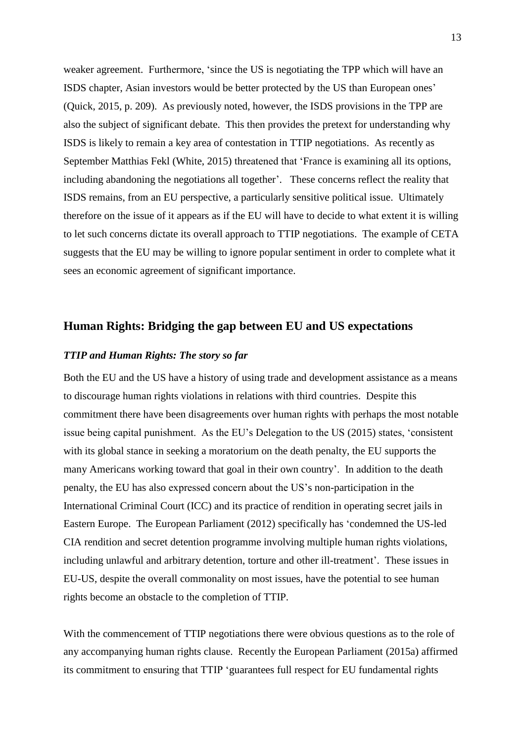weaker agreement. Furthermore, 'since the US is negotiating the TPP which will have an ISDS chapter, Asian investors would be better protected by the US than European ones' (Quick, 2015, p. 209). As previously noted, however, the ISDS provisions in the TPP are also the subject of significant debate. This then provides the pretext for understanding why ISDS is likely to remain a key area of contestation in TTIP negotiations. As recently as September Matthias Fekl (White, 2015) threatened that 'France is examining all its options, including abandoning the negotiations all together'. These concerns reflect the reality that ISDS remains, from an EU perspective, a particularly sensitive political issue. Ultimately therefore on the issue of it appears as if the EU will have to decide to what extent it is willing to let such concerns dictate its overall approach to TTIP negotiations. The example of CETA suggests that the EU may be willing to ignore popular sentiment in order to complete what it sees an economic agreement of significant importance.

## Human Rights: Bridging the gap between EU and US expectations

### *TTIP and Human Rights: The story so far*

Both the EU and the US have a history of using trade and development assistance as a means to discourage human rights violations in relations with third countries. Despite this commitment there have been disagreements over human rights with perhaps the most notable issue being capital punishment. As the EU's Delegation to the US (2015) states, 'consistent with its global stance in seeking a moratorium on the death penalty, the EU supports the many Americans working toward that goal in their own country'. In addition to the death penalty, the EU has also expressed concern about the US's non-participation in the International Criminal Court (ICC) and its practice of rendition in operating secret jails in Eastern Europe. The European Parliament (2012) specifically has 'condemned the US-led CIA rendition and secret detention programme involving multiple human rights violations, including unlawful and arbitrary detention, torture and other ill-treatment'. These issues in EU-US, despite the overall commonality on most issues, have the potential to see human rights become an obstacle to the completion of TTIP.

With the commencement of TTIP negotiations there were obvious questions as to the role of any accompanying human rights clause. Recently the European Parliament (2015a) affirmed its commitment to ensuring that TTIP 'guarantees full respect for EU fundamental rights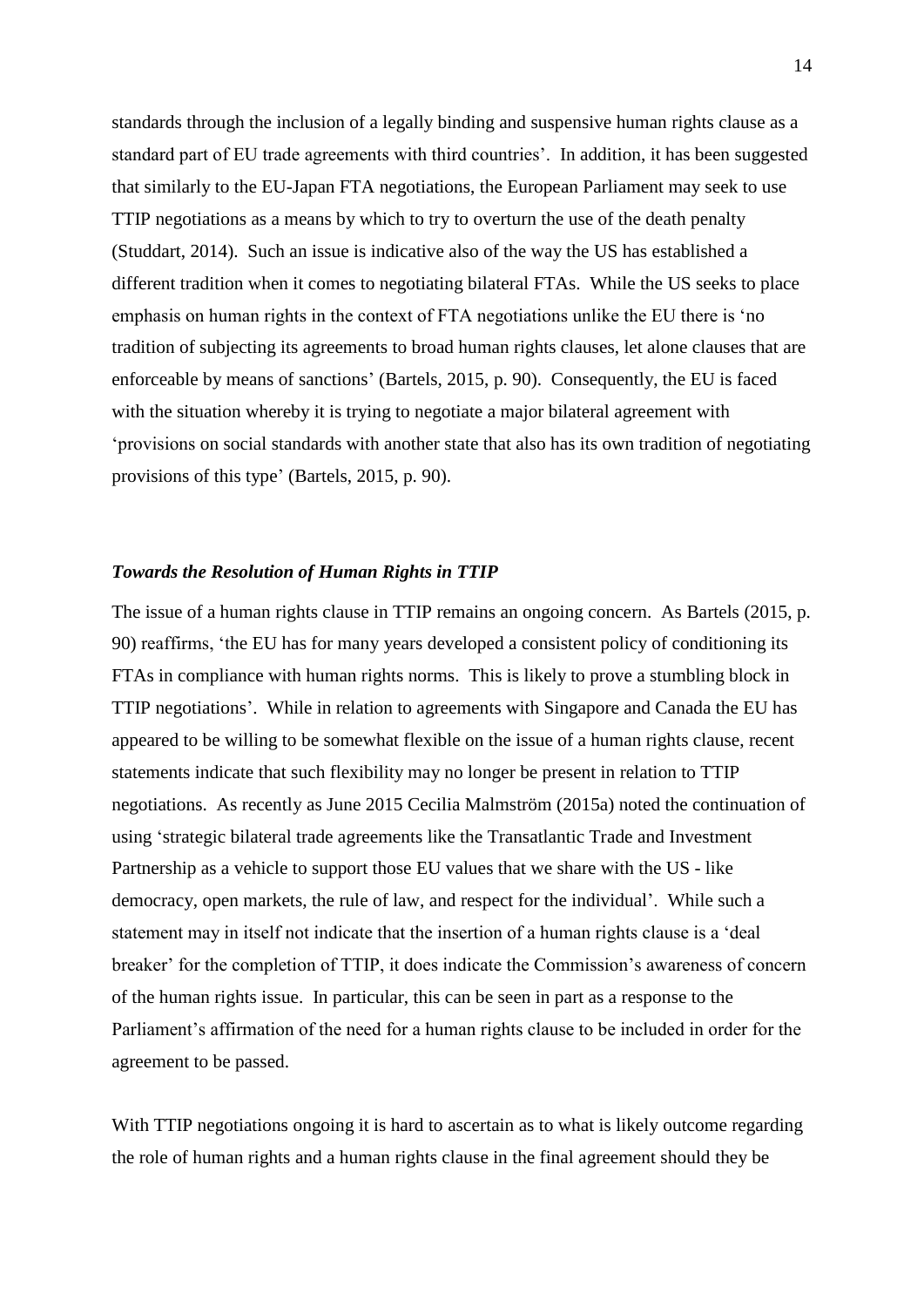standards through the inclusion of a legally binding and suspensive human rights clause as a standard part of EU trade agreements with third countries'. In addition, it has been suggested that similarly to the EU-Japan FTA negotiations, the European Parliament may seek to use TTIP negotiations as a means by which to try to overturn the use of the death penalty (Studdart, 2014). Such an issue is indicative also of the way the US has established a different tradition when it comes to negotiating bilateral FTAs. While the US seeks to place emphasis on human rights in the context of FTA negotiations unlike the EU there is 'no tradition of subjecting its agreements to broad human rights clauses, let alone clauses that are enforceable by means of sanctions' (Bartels, 2015, p. 90). Consequently, the EU is faced with the situation whereby it is trying to negotiate a major bilateral agreement with 'provisions on social standards with another state that also has its own tradition of negotiating provisions of this type' (Bartels, 2015, p. 90).

### *Towards the Resolution of Human Rights in TTIP*

The issue of a human rights clause in TTIP remains an ongoing concern. As Bartels (2015, p. 90) reaffirms, 'the EU has for many years developed a consistent policy of conditioning its FTAs in compliance with human rights norms. This is likely to prove a stumbling block in TTIP negotiations'. While in relation to agreements with Singapore and Canada the EU has appeared to be willing to be somewhat flexible on the issue of a human rights clause, recent statements indicate that such flexibility may no longer be present in relation to TTIP negotiations. As recently as June 2015 Cecilia Malmström (2015a) noted the continuation of using 'strategic bilateral trade agreements like the Transatlantic Trade and Investment Partnership as a vehicle to support those EU values that we share with the US - like democracy, open markets, the rule of law, and respect for the individual'. While such a statement may in itself not indicate that the insertion of a human rights clause is a 'deal breaker' for the completion of TTIP, it does indicate the Commission's awareness of concern of the human rights issue. In particular, this can be seen in part as a response to the Parliament's affirmation of the need for a human rights clause to be included in order for the agreement to be passed.

With TTIP negotiations ongoing it is hard to ascertain as to what is likely outcome regarding the role of human rights and a human rights clause in the final agreement should they be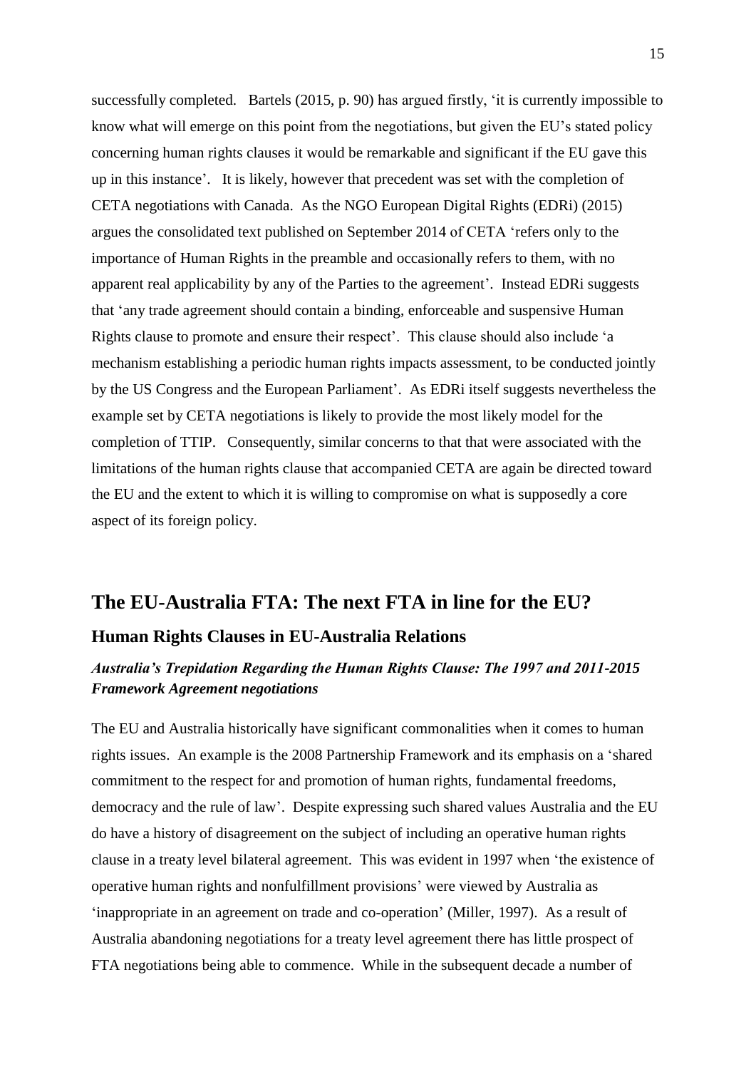successfully completed. Bartels (2015, p. 90) has argued firstly, 'it is currently impossible to know what will emerge on this point from the negotiations, but given the EU's stated policy concerning human rights clauses it would be remarkable and significant if the EU gave this up in this instance'. It is likely, however that precedent was set with the completion of CETA negotiations with Canada. As the NGO European Digital Rights (EDRi) (2015) argues the consolidated text published on September 2014 of CETA 'refers only to the importance of Human Rights in the preamble and occasionally refers to them, with no apparent real applicability by any of the Parties to the agreement'. Instead EDRi suggests that 'any trade agreement should contain a binding, enforceable and suspensive Human Rights clause to promote and ensure their respect'. This clause should also include 'a mechanism establishing a periodic human rights impacts assessment, to be conducted jointly by the US Congress and the European Parliament'. As EDRi itself suggests nevertheless the example set by CETA negotiations is likely to provide the most likely model for the completion of TTIP. Consequently, similar concerns to that that were associated with the limitations of the human rights clause that accompanied CETA are again be directed toward the EU and the extent to which it is willing to compromise on what is supposedly a core aspect of its foreign policy.

## The EU-Australia FTA: The next FTA in line for the EU?

### Human Rights Clauses in EU-Australia Relations

#### *Australia's Trepidation Regarding the Human Rights Clause: The 1997 and 2011-2015 Framework Agreement negotiations*

The EU and Australia historically have significant commonalities when it comes to human rights issues. An example is the 2008 Partnership Framework and its emphasis on a 'shared commitment to the respect for and promotion of human rights, fundamental freedoms, democracy and the rule of law'. Despite expressing such shared values Australia and the EU do have a history of disagreement on the subject of including an operative human rights clause in a treaty level bilateral agreement. This was evident in 1997 when 'the existence of operative human rights and nonfulfillment provisions' were viewed by Australia as 'inappropriate in an agreement on trade and co-operation' (Miller, 1997). As a result of Australia abandoning negotiations for a treaty level agreement there has little prospect of FTA negotiations being able to commence. While in the subsequent decade a number of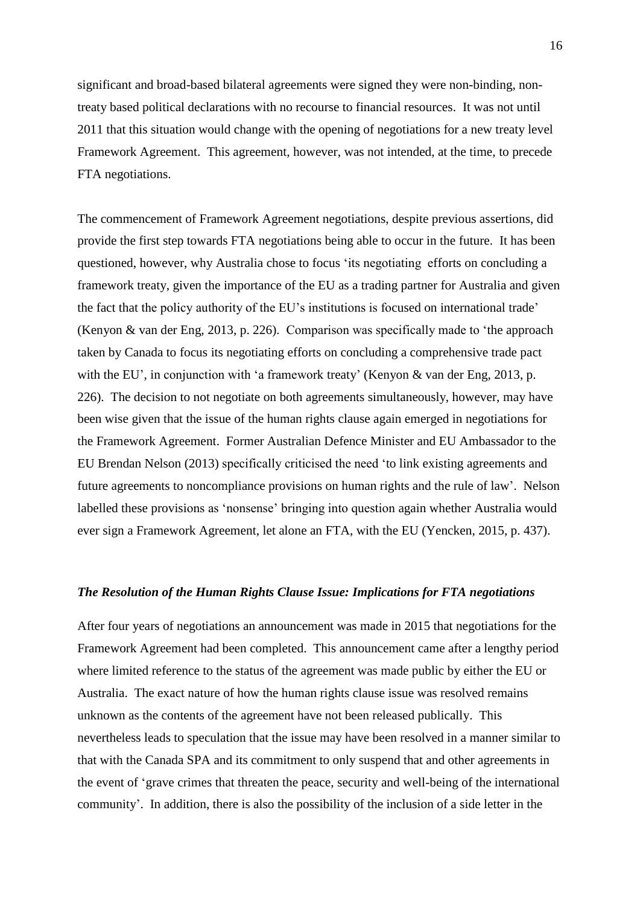significant and broad-based bilateral agreements were signed they were non-binding, non-treaty based political declarations with no recourse to financial resources. It was not until 2011 that this situation would change with the opening of negotiations for a new treaty level Framework Agreement. This agreement, however, was not intended, at the time, to precede FTA negotiations.

The commencement of Framework Agreement negotiations, despite previous assertions, did provide the first step towards FTA negotiations being able to occur in the future. It has been questioned, however, why Australia chose to focus 'its negotiating efforts on concluding a framework treaty, given the importance of the EU as a trading partner for Australia and given the fact that the policy authority of the EU's institutions is focused on international trade' (Kenyon & van der Eng, 2013, p. 226). Comparison was specifically made to 'the approach taken by Canada to focus its negotiating efforts on concluding a comprehensive trade pact with the EU', in conjunction with 'a framework treaty' (Kenyon & van der Eng, 2013, p. 226). The decision to not negotiate on both agreements simultaneously, however, may have been wise given that the issue of the human rights clause again emerged in negotiations for the Framework Agreement. Former Australian Defence Minister and EU Ambassador to the EU Brendan Nelson (2013) specifically criticised the need 'to link existing agreements and future agreements to noncompliance provisions on human rights and the rule of law'. Nelson labelled these provisions as 'nonsense' bringing into question again whether Australia would ever sign a Framework Agreement, let alone an FTA, with the EU (Yencken, 2015, p. 437).

### *The Resolution of the Human Rights Clause Issue: Implications for FTA negotiations*

After four years of negotiations an announcement was made in 2015 that negotiations for the Framework Agreement had been completed. This announcement came after a lengthy period where limited reference to the status of the agreement was made public by either the EU or Australia. The exact nature of how the human rights clause issue was resolved remains unknown as the contents of the agreement have not been released publically. This nevertheless leads to speculation that the issue may have been resolved in a manner similar to that with the Canada SPA and its commitment to only suspend that and other agreements in the event of 'grave crimes that threaten the peace, security and well-being of the international community'. In addition, there is also the possibility of the inclusion of a side letter in the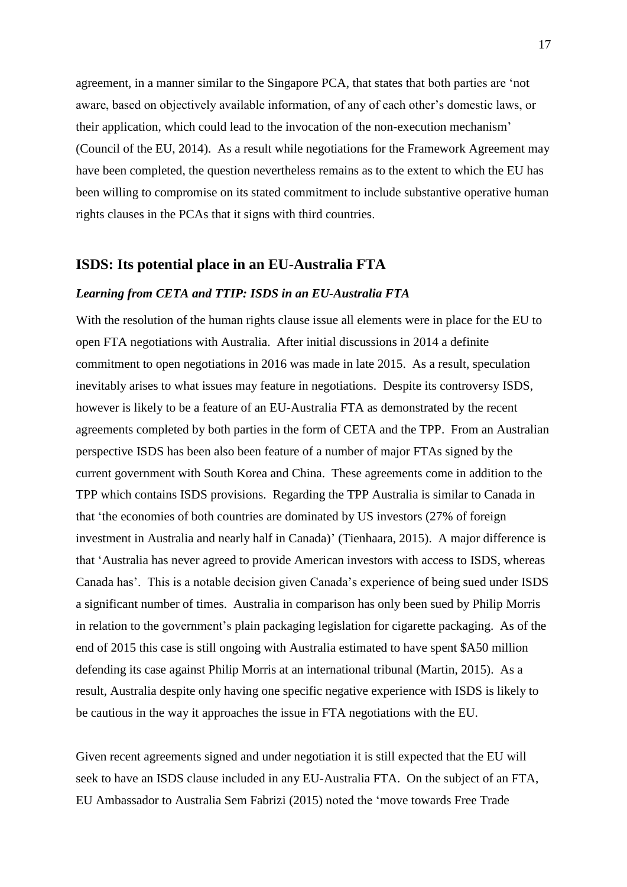agreement, in a manner similar to the Singapore PCA, that states that both parties are 'not aware, based on objectively available information, of any of each other's domestic laws, or their application, which could lead to the invocation of the non-execution mechanism' (Council of the EU, 2014). As a result while negotiations for the Framework Agreement may have been completed, the question nevertheless remains as to the extent to which the EU has been willing to compromise on its stated commitment to include substantive operative human rights clauses in the PCAs that it signs with third countries.

## ISDS: Its potential place in an EU-Australia FTA

### *Learning from CETA and TTIP: ISDS in an EU-Australia FTA*

With the resolution of the human rights clause issue all elements were in place for the EU to open FTA negotiations with Australia. After initial discussions in 2014 a definite commitment to open negotiations in 2016 was made in late 2015. As a result, speculation inevitably arises to what issues may feature in negotiations. Despite its controversy ISDS, however is likely to be a feature of an EU-Australia FTA as demonstrated by the recent agreements completed by both parties in the form of CETA and the TPP. From an Australian perspective ISDS has been also been feature of a number of major FTAs signed by the current government with South Korea and China. These agreements come in addition to the TPP which contains ISDS provisions. Regarding the TPP Australia is similar to Canada in that 'the economies of both countries are dominated by US investors (27% of foreign investment in Australia and nearly half in Canada)' (Tienhaara, 2015). A major difference is that 'Australia has never agreed to provide American investors with access to ISDS, whereas Canada has'. This is a notable decision given Canada's experience of being sued under ISDS a significant number of times. Australia in comparison has only been sued by Philip Morris in relation to the government's plain packaging legislation for cigarette packaging. As of the end of 2015 this case is still ongoing with Australia estimated to have spent $A50 million defending its case against Philip Morris at an international tribunal (Martin, 2015). As a result, Australia despite only having one specific negative experience with ISDS is likely to be cautious in the way it approaches the issue in FTA negotiations with the EU.

Given recent agreements signed and under negotiation it is still expected that the EU will seek to have an ISDS clause included in any EU-Australia FTA. On the subject of an FTA, EU Ambassador to Australia Sem Fabrizi (2015) noted the 'move towards Free Trade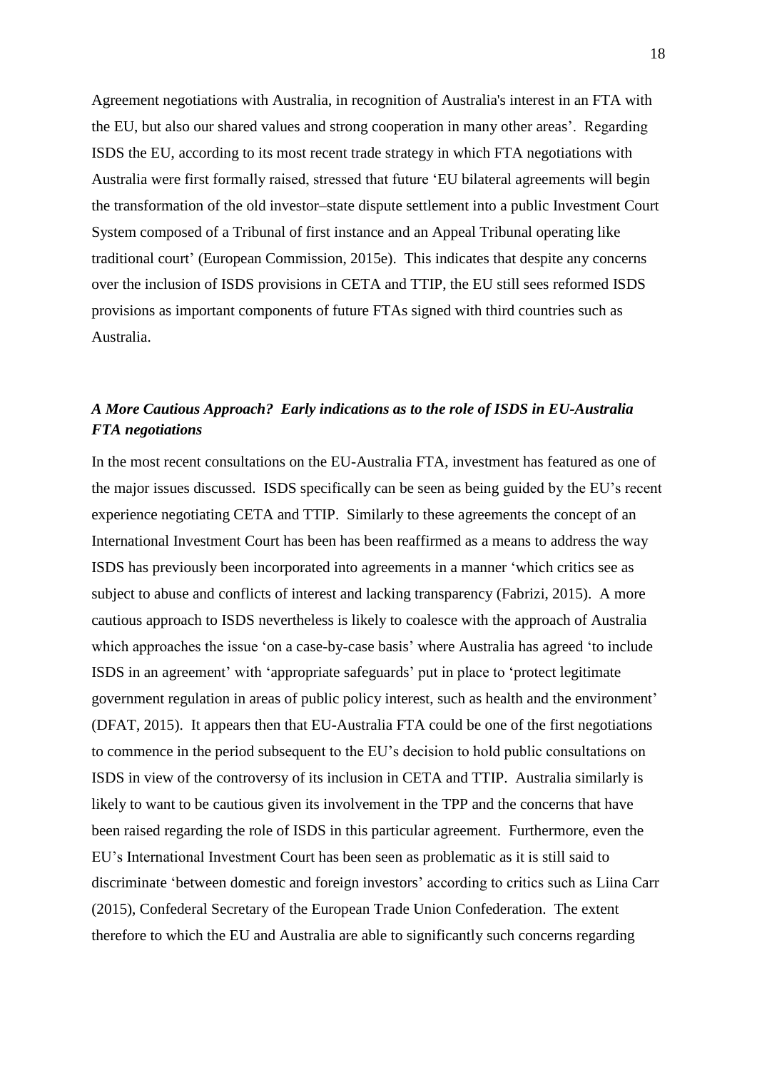Agreement negotiations with Australia, in recognition of Australia's interest in an FTA with the EU, but also our shared values and strong cooperation in many other areas'. Regarding ISDS the EU, according to its most recent trade strategy in which FTA negotiations with Australia were first formally raised, stressed that future 'EU bilateral agreements will begin the transformation of the old investor–state dispute settlement into a public Investment Court System composed of a Tribunal of first instance and an Appeal Tribunal operating like traditional court' (European Commission, 2015e). This indicates that despite any concerns over the inclusion of ISDS provisions in CETA and TTIP, the EU still sees reformed ISDS provisions as important components of future FTAs signed with third countries such as Australia.

### *A More Cautious Approach? Early indications as to the role of ISDS in EU-Australia FTA negotiations*

In the most recent consultations on the EU-Australia FTA, investment has featured as one of the major issues discussed. ISDS specifically can be seen as being guided by the EU's recent experience negotiating CETA and TTIP. Similarly to these agreements the concept of an International Investment Court has been has been reaffirmed as a means to address the way ISDS has previously been incorporated into agreements in a manner 'which critics see as subject to abuse and conflicts of interest and lacking transparency (Fabrizi, 2015). A more cautious approach to ISDS nevertheless is likely to coalesce with the approach of Australia which approaches the issue 'on a case-by-case basis' where Australia has agreed 'to include ISDS in an agreement' with 'appropriate safeguards' put in place to 'protect legitimate government regulation in areas of public policy interest, such as health and the environment' (DFAT, 2015). It appears then that EU-Australia FTA could be one of the first negotiations to commence in the period subsequent to the EU's decision to hold public consultations on ISDS in view of the controversy of its inclusion in CETA and TTIP. Australia similarly is likely to want to be cautious given its involvement in the TPP and the concerns that have been raised regarding the role of ISDS in this particular agreement. Furthermore, even the EU's International Investment Court has been seen as problematic as it is still said to discriminate 'between domestic and foreign investors' according to critics such as Liina Carr (2015), Confederal Secretary of the European Trade Union Confederation. The extent therefore to which the EU and Australia are able to significantly such concerns regarding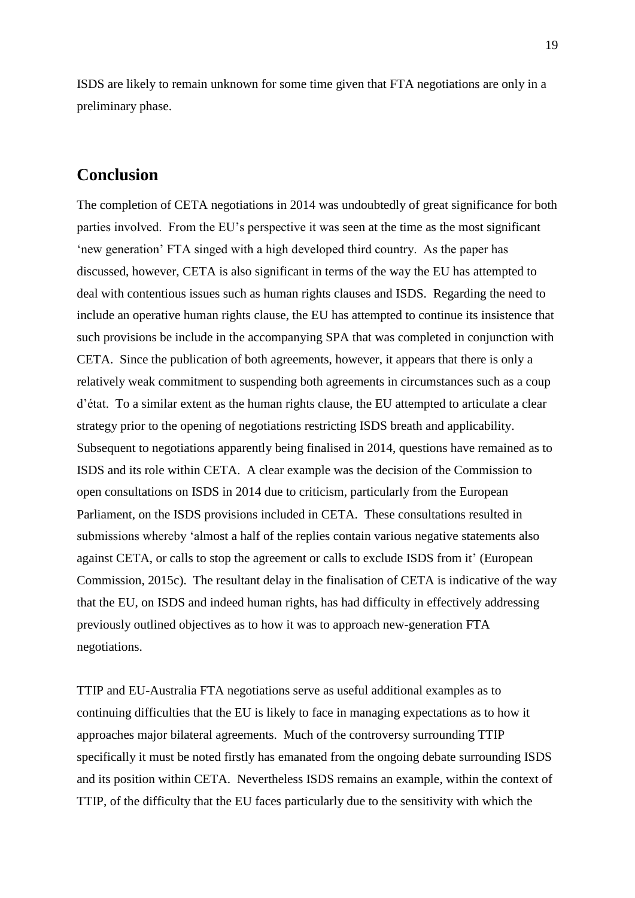ISDS are likely to remain unknown for some time given that FTA negotiations are only in a preliminary phase.

## Conclusion

The completion of CETA negotiations in 2014 was undoubtedly of great significance for both parties involved. From the EU's perspective it was seen at the time as the most significant 'new generation' FTA singed with a high developed third country. As the paper has discussed, however, CETA is also significant in terms of the way the EU has attempted to deal with contentious issues such as human rights clauses and ISDS. Regarding the need to include an operative human rights clause, the EU has attempted to continue its insistence that such provisions be include in the accompanying SPA that was completed in conjunction with CETA. Since the publication of both agreements, however, it appears that there is only a relatively weak commitment to suspending both agreements in circumstances such as a coup d'état. To a similar extent as the human rights clause, the EU attempted to articulate a clear strategy prior to the opening of negotiations restricting ISDS breath and applicability. Subsequent to negotiations apparently being finalised in 2014, questions have remained as to ISDS and its role within CETA. A clear example was the decision of the Commission to open consultations on ISDS in 2014 due to criticism, particularly from the European Parliament, on the ISDS provisions included in CETA. These consultations resulted in submissions whereby 'almost a half of the replies contain various negative statements also against CETA, or calls to stop the agreement or calls to exclude ISDS from it' (European Commission, 2015c). The resultant delay in the finalisation of CETA is indicative of the way that the EU, on ISDS and indeed human rights, has had difficulty in effectively addressing previously outlined objectives as to how it was to approach new-generation FTA negotiations.

TTIP and EU-Australia FTA negotiations serve as useful additional examples as to continuing difficulties that the EU is likely to face in managing expectations as to how it approaches major bilateral agreements. Much of the controversy surrounding TTIP specifically it must be noted firstly has emanated from the ongoing debate surrounding ISDS and its position within CETA. Nevertheless ISDS remains an example, within the context of TTIP, of the difficulty that the EU faces particularly due to the sensitivity with which the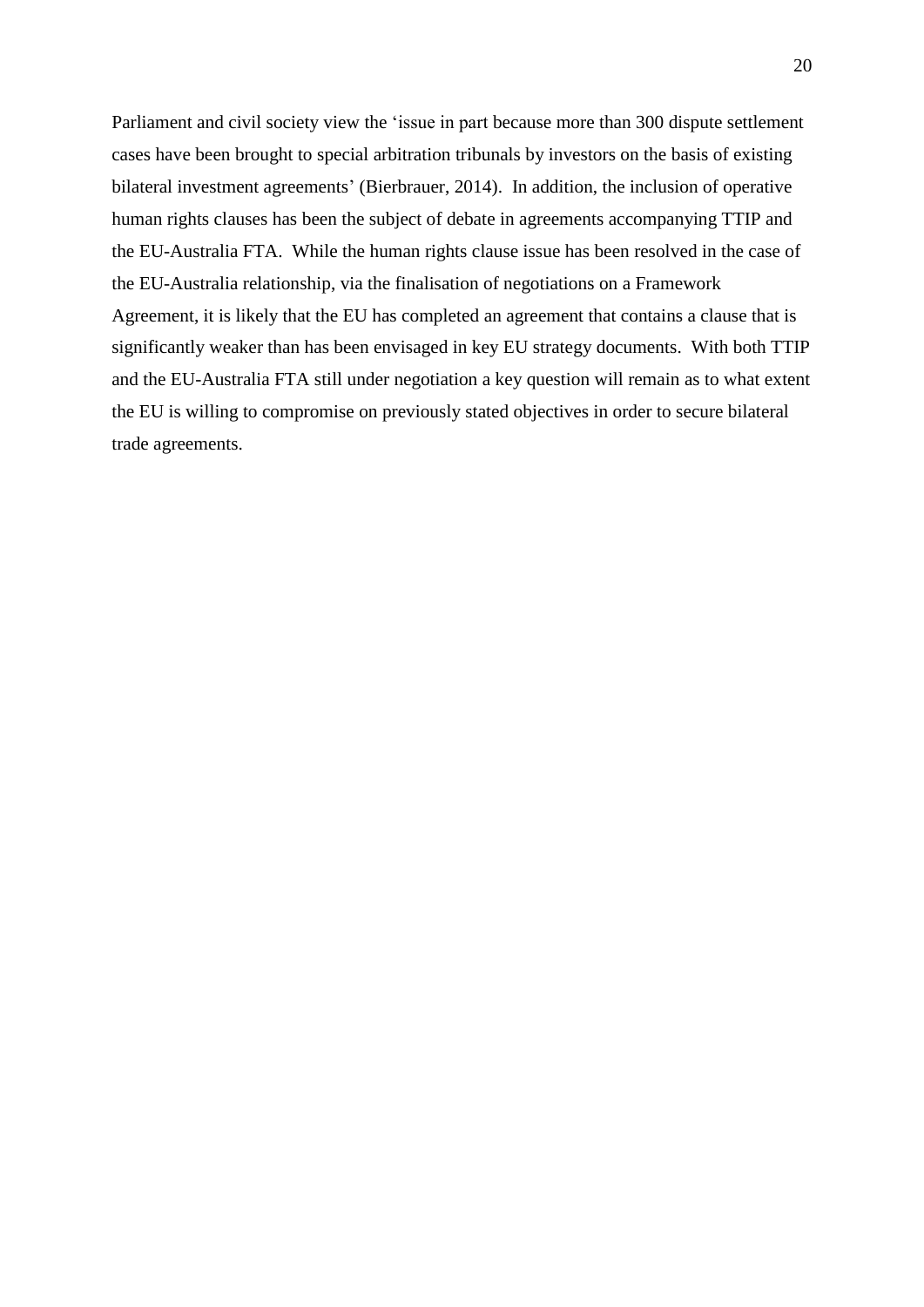Parliament and civil society view the 'issue in part because more than 300 dispute settlement cases have been brought to special arbitration tribunals by investors on the basis of existing bilateral investment agreements' (Bierbrauer, 2014). In addition, the inclusion of operative human rights clauses has been the subject of debate in agreements accompanying TTIP and the EU-Australia FTA. While the human rights clause issue has been resolved in the case of the EU-Australia relationship, via the finalisation of negotiations on a Framework Agreement, it is likely that the EU has completed an agreement that contains a clause that is significantly weaker than has been envisaged in key EU strategy documents. With both TTIP and the EU-Australia FTA still under negotiation a key question will remain as to what extent the EU is willing to compromise on previously stated objectives in order to secure bilateral trade agreements.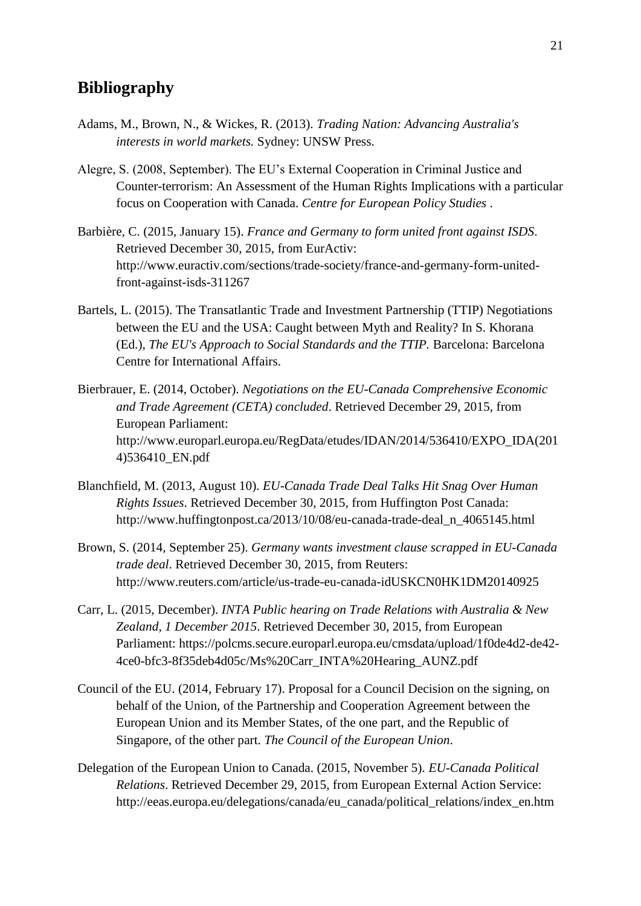## Bibliography

Adams, M., Brown, N., & Wickes, R. (2013). *Trading Nation: Advancing Australia's interests in world markets.* Sydney: UNSW Press.

Alegre, S. (2008, September). The EU's External Cooperation in Criminal Justice and Counter-terrorism: An Assessment of the Human Rights Implications with a particular focus on Cooperation with Canada. *Centre for European Policy Studies* .

Barbière, C. (2015, January 15). *France and Germany to form united front against ISDS*. Retrieved December 30, 2015, from EurActiv: http://www.euractiv.com/sections/trade-society/france-and-germany-form-united-front-against-isds-311267

Bartels, L. (2015). The Transatlantic Trade and Investment Partnership (TTIP) Negotiations between the EU and the USA: Caught between Myth and Reality? In S. Khorana (Ed.), *The EU's Approach to Social Standards and the TTIP.* Barcelona: Barcelona Centre for International Affairs.

Bierbrauer, E. (2014, October). *Negotiations on the EU-Canada Comprehensive Economic and Trade Agreement (CETA) concluded*. Retrieved December 29, 2015, from European Parliament: http://www.europarl.europa.eu/RegData/etudes/IDAN/2014/536410/EXPO_IDA(2014)536410_EN.pdf

Blanchfield, M. (2013, August 10). *EU-Canada Trade Deal Talks Hit Snag Over Human Rights Issues*. Retrieved December 30, 2015, from Huffington Post Canada: http://www.huffingtonpost.ca/2013/10/08/eu-canada-trade-deal_n_4065145.html

Brown, S. (2014, September 25). *Germany wants investment clause scrapped in EU-Canada trade deal*. Retrieved December 30, 2015, from Reuters: http://www.reuters.com/article/us-trade-eu-canada-idUSKCN0HK1DM20140925

Carr, L. (2015, December). *INTA Public hearing on Trade Relations with Australia & New Zealand, 1 December 2015*. Retrieved December 30, 2015, from European Parliament: https://polcms.secure.europarl.europa.eu/cmsdata/upload/1f0de4d2-de42-4ce0-bfc3-8f35deb4d05c/Ms%20Carr_INTA%20Hearing_AUNZ.pdf

Council of the EU. (2014, February 17). Proposal for a Council Decision on the signing, on behalf of the Union, of the Partnership and Cooperation Agreement between the European Union and its Member States, of the one part, and the Republic of Singapore, of the other part. *The Council of the European Union*.

Delegation of the European Union to Canada. (2015, November 5). *EU-Canada Political Relations*. Retrieved December 29, 2015, from European External Action Service: http://eeas.europa.eu/delegations/canada/eu_canada/political_relations/index_en.htm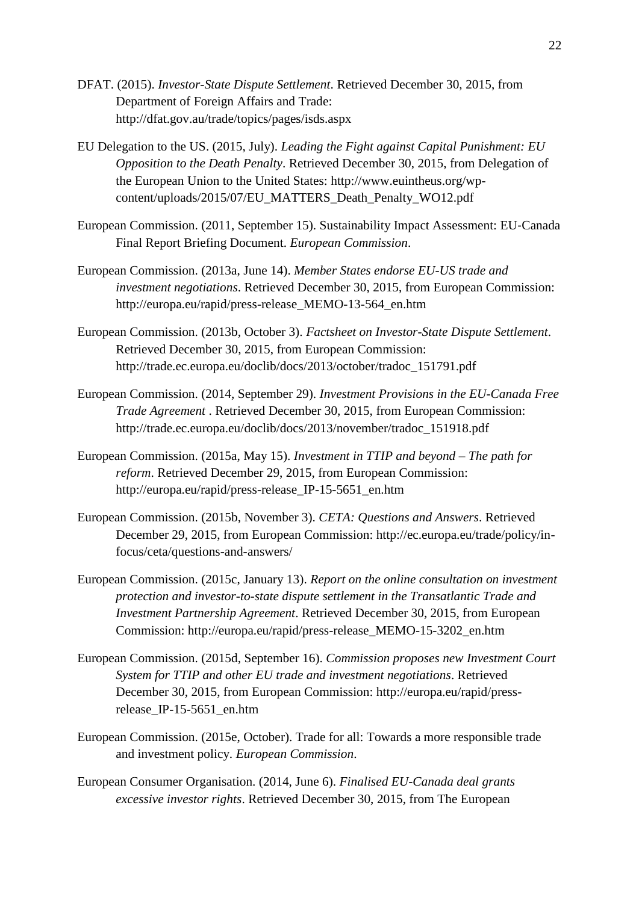DFAT. (2015). *Investor-State Dispute Settlement*. Retrieved December 30, 2015, from Department of Foreign Affairs and Trade: http://dfat.gov.au/trade/topics/pages/isds.aspx

EU Delegation to the US. (2015, July). *Leading the Fight against Capital Punishment: EU Opposition to the Death Penalty*. Retrieved December 30, 2015, from Delegation of the European Union to the United States: http://www.euintheus.org/wp-content/uploads/2015/07/EU_MATTERS_Death_Penalty_WO12.pdf

European Commission. (2011, September 15). Sustainability Impact Assessment: EU-Canada Final Report Briefing Document. *European Commission*.

European Commission. (2013a, June 14). *Member States endorse EU-US trade and investment negotiations*. Retrieved December 30, 2015, from European Commission: http://europa.eu/rapid/press-release_MEMO-13-564_en.htm

European Commission. (2013b, October 3). *Factsheet on Investor-State Dispute Settlement*. Retrieved December 30, 2015, from European Commission: http://trade.ec.europa.eu/doclib/docs/2013/october/tradoc_151791.pdf

European Commission. (2014, September 29). *Investment Provisions in the EU-Canada Free Trade Agreement* . Retrieved December 30, 2015, from European Commission: http://trade.ec.europa.eu/doclib/docs/2013/november/tradoc_151918.pdf

European Commission. (2015a, May 15). *Investment in TTIP and beyond – The path for reform*. Retrieved December 29, 2015, from European Commission: http://europa.eu/rapid/press-release_IP-15-5651_en.htm

European Commission. (2015b, November 3). *CETA: Questions and Answers*. Retrieved December 29, 2015, from European Commission: http://ec.europa.eu/trade/policy/in-focus/ceta/questions-and-answers/

European Commission. (2015c, January 13). *Report on the online consultation on investment protection and investor-to-state dispute settlement in the Transatlantic Trade and Investment Partnership Agreement*. Retrieved December 30, 2015, from European Commission: http://europa.eu/rapid/press-release_MEMO-15-3202_en.htm

European Commission. (2015d, September 16). *Commission proposes new Investment Court System for TTIP and other EU trade and investment negotiations*. Retrieved December 30, 2015, from European Commission: http://europa.eu/rapid/press-release_IP-15-5651_en.htm

European Commission. (2015e, October). Trade for all: Towards a more responsible trade and investment policy. *European Commission*.

European Consumer Organisation. (2014, June 6). *Finalised EU-Canada deal grants excessive investor rights*. Retrieved December 30, 2015, from The European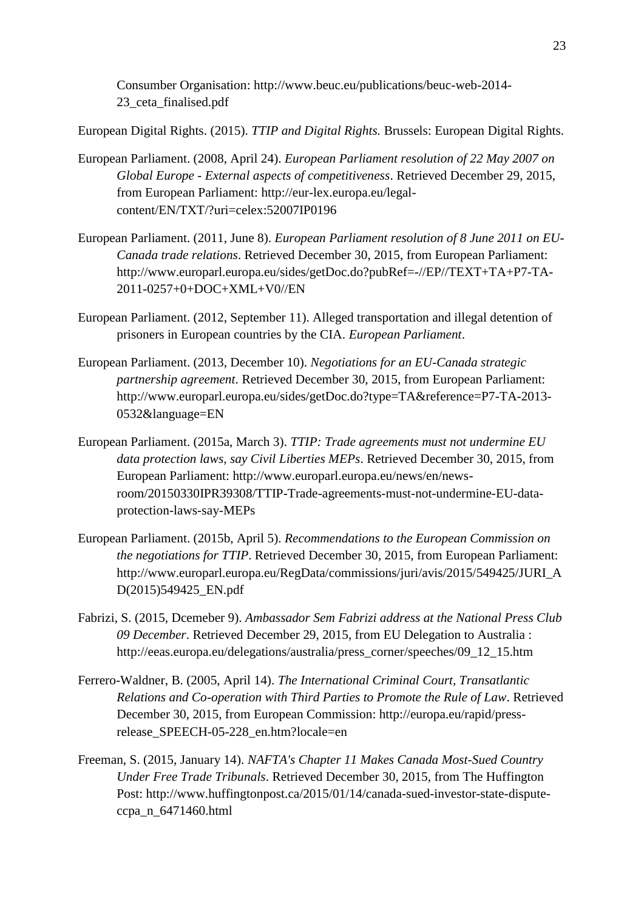Consumer Organisation: http://www.beuc.eu/publications/beuc-web-2014-23_ceta_finalised.pdf

European Digital Rights. (2015). *TTIP and Digital Rights.* Brussels: European Digital Rights.

European Parliament. (2008, April 24). *European Parliament resolution of 22 May 2007 on Global Europe - External aspects of competitiveness*. Retrieved December 29, 2015, from European Parliament: http://eur-lex.europa.eu/legal-content/EN/TXT/?uri=celex:52007IP0196

European Parliament. (2011, June 8). *European Parliament resolution of 8 June 2011 on EU-Canada trade relations*. Retrieved December 30, 2015, from European Parliament: http://www.europarl.europa.eu/sides/getDoc.do?pubRef=-//EP//TEXT+TA+P7-TA-2011-0257+0+DOC+XML+V0//EN

European Parliament. (2012, September 11). Alleged transportation and illegal detention of prisoners in European countries by the CIA. *European Parliament*.

European Parliament. (2013, December 10). *Negotiations for an EU-Canada strategic partnership agreement*. Retrieved December 30, 2015, from European Parliament: http://www.europarl.europa.eu/sides/getDoc.do?type=TA&reference=P7-TA-2013-0532&language=EN

European Parliament. (2015a, March 3). *TTIP: Trade agreements must not undermine EU data protection laws, say Civil Liberties MEPs*. Retrieved December 30, 2015, from European Parliament: http://www.europarl.europa.eu/news/en/news-room/20150330IPR39308/TTIP-Trade-agreements-must-not-undermine-EU-data-protection-laws-say-MEPs

European Parliament. (2015b, April 5). *Recommendations to the European Commission on the negotiations for TTIP*. Retrieved December 30, 2015, from European Parliament: http://www.europarl.europa.eu/RegData/commissions/juri/avis/2015/549425/JURI_AD(2015)549425_EN.pdf

Fabrizi, S. (2015, Dcemeber 9). *Ambassador Sem Fabrizi address at the National Press Club 09 December*. Retrieved December 29, 2015, from EU Delegation to Australia : http://eeas.europa.eu/delegations/australia/press_corner/speeches/09_12_15.htm

Ferrero-Waldner, B. (2005, April 14). *The International Criminal Court, Transatlantic Relations and Co-operation with Third Parties to Promote the Rule of Law*. Retrieved December 30, 2015, from European Commission: http://europa.eu/rapid/press-release_SPEECH-05-228_en.htm?locale=en

Freeman, S. (2015, January 14). *NAFTA's Chapter 11 Makes Canada Most-Sued Country Under Free Trade Tribunals*. Retrieved December 30, 2015, from The Huffington Post: http://www.huffingtonpost.ca/2015/01/14/canada-sued-investor-state-dispute-ccpa_n_6471460.html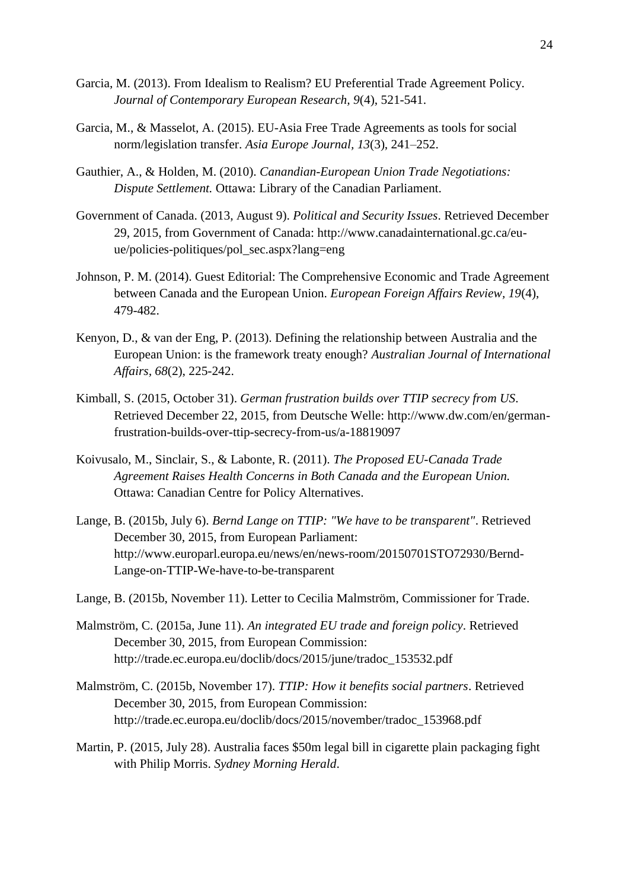Garcia, M. (2013). From Idealism to Realism? EU Preferential Trade Agreement Policy. *Journal of Contemporary European Research, 9*(4), 521-541.

Garcia, M., & Masselot, A. (2015). EU-Asia Free Trade Agreements as tools for social norm/legislation transfer. *Asia Europe Journal, 13*(3), 241–252.

Gauthier, A., & Holden, M. (2010). *Canandian-European Union Trade Negotiations: Dispute Settlement.* Ottawa: Library of the Canadian Parliament.

Government of Canada. (2013, August 9). *Political and Security Issues*. Retrieved December 29, 2015, from Government of Canada: http://www.canadainternational.gc.ca/eu-ue/policies-politiques/pol_sec.aspx?lang=eng

Johnson, P. M. (2014). Guest Editorial: The Comprehensive Economic and Trade Agreement between Canada and the European Union. *European Foreign Affairs Review, 19*(4), 479-482.

Kenyon, D., & van der Eng, P. (2013). Defining the relationship between Australia and the European Union: is the framework treaty enough? *Australian Journal of International Affairs, 68*(2), 225-242.

Kimball, S. (2015, October 31). *German frustration builds over TTIP secrecy from US*. Retrieved December 22, 2015, from Deutsche Welle: http://www.dw.com/en/german-frustration-builds-over-ttip-secrecy-from-us/a-18819097

Koivusalo, M., Sinclair, S., & Labonte, R. (2011). *The Proposed EU-Canada Trade Agreement Raises Health Concerns in Both Canada and the European Union.* Ottawa: Canadian Centre for Policy Alternatives.

Lange, B. (2015b, July 6). *Bernd Lange on TTIP: "We have to be transparent"*. Retrieved December 30, 2015, from European Parliament: http://www.europarl.europa.eu/news/en/news-room/20150701STO72930/Bernd-Lange-on-TTIP-We-have-to-be-transparent

Lange, B. (2015b, November 11). Letter to Cecilia Malmström, Commissioner for Trade.

Malmström, C. (2015a, June 11). *An integrated EU trade and foreign policy*. Retrieved December 30, 2015, from European Commission: http://trade.ec.europa.eu/doclib/docs/2015/june/tradoc_153532.pdf

Malmström, C. (2015b, November 17). *TTIP: How it benefits social partners*. Retrieved December 30, 2015, from European Commission: http://trade.ec.europa.eu/doclib/docs/2015/november/tradoc_153968.pdf

Martin, P. (2015, July 28). Australia faces $50m legal bill in cigarette plain packaging fight with Philip Morris. *Sydney Morning Herald*.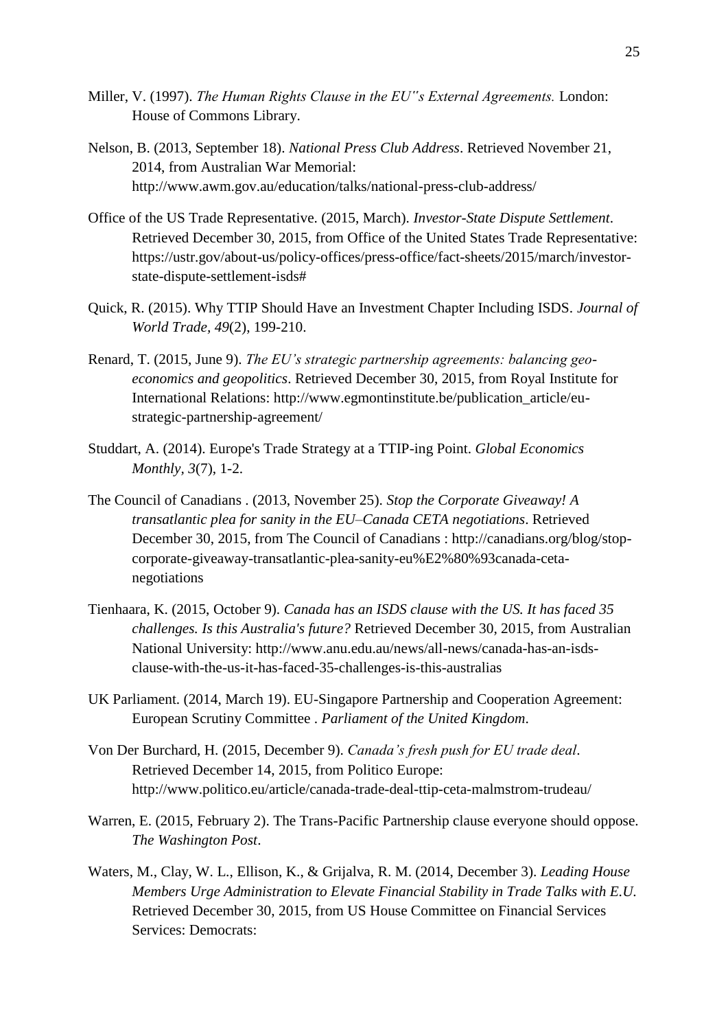Miller, V. (1997). *The Human Rights Clause in the EU"s External Agreements.* London: House of Commons Library.

Nelson, B. (2013, September 18). *National Press Club Address*. Retrieved November 21, 2014, from Australian War Memorial: http://www.awm.gov.au/education/talks/national-press-club-address/

Office of the US Trade Representative. (2015, March). *Investor-State Dispute Settlement*. Retrieved December 30, 2015, from Office of the United States Trade Representative: https://ustr.gov/about-us/policy-offices/press-office/fact-sheets/2015/march/investor-state-dispute-settlement-isds#

Quick, R. (2015). Why TTIP Should Have an Investment Chapter Including ISDS. *Journal of World Trade*, *49*(2), 199-210.

Renard, T. (2015, June 9). *The EU's strategic partnership agreements: balancing geo-economics and geopolitics*. Retrieved December 30, 2015, from Royal Institute for International Relations: http://www.egmontinstitute.be/publication_article/eu-strategic-partnership-agreement/

Studdart, A. (2014). Europe's Trade Strategy at a TTIP-ing Point. *Global Economics Monthly*, *3*(7), 1-2.

The Council of Canadians . (2013, November 25). *Stop the Corporate Giveaway! A transatlantic plea for sanity in the EU–Canada CETA negotiations*. Retrieved December 30, 2015, from The Council of Canadians : http://canadians.org/blog/stop-corporate-giveaway-transatlantic-plea-sanity-eu%E2%80%93canada-ceta-negotiations

Tienhaara, K. (2015, October 9). *Canada has an ISDS clause with the US. It has faced 35 challenges. Is this Australia's future?* Retrieved December 30, 2015, from Australian National University: http://www.anu.edu.au/news/all-news/canada-has-an-isds-clause-with-the-us-it-has-faced-35-challenges-is-this-australias

UK Parliament. (2014, March 19). EU-Singapore Partnership and Cooperation Agreement: European Scrutiny Committee . *Parliament of the United Kingdom*.

Von Der Burchard, H. (2015, December 9). *Canada's fresh push for EU trade deal*. Retrieved December 14, 2015, from Politico Europe: http://www.politico.eu/article/canada-trade-deal-ttip-ceta-malmstrom-trudeau/

Warren, E. (2015, February 2). The Trans-Pacific Partnership clause everyone should oppose. *The Washington Post*.

Waters, M., Clay, W. L., Ellison, K., & Grijalva, R. M. (2014, December 3). *Leading House Members Urge Administration to Elevate Financial Stability in Trade Talks with E.U.* Retrieved December 30, 2015, from US House Committee on Financial Services Services: Democrats: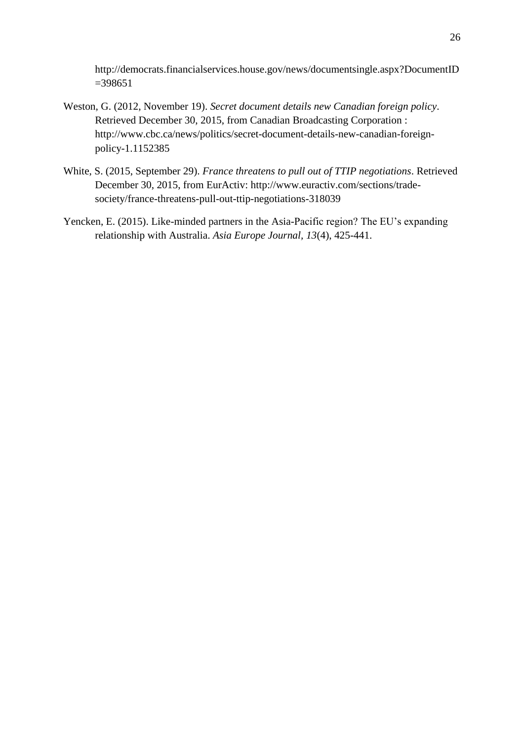http://democrats.financialservices.house.gov/news/documentsingle.aspx?DocumentID=398651

Weston, G. (2012, November 19). *Secret document details new Canadian foreign policy*. Retrieved December 30, 2015, from Canadian Broadcasting Corporation : http://www.cbc.ca/news/politics/secret-document-details-new-canadian-foreign-policy-1.1152385

White, S. (2015, September 29). *France threatens to pull out of TTIP negotiations*. Retrieved December 30, 2015, from EurActiv: http://www.euractiv.com/sections/trade-society/france-threatens-pull-out-ttip-negotiations-318039

Yencken, E. (2015). Like-minded partners in the Asia-Pacific region? The EU's expanding relationship with Australia. *Asia Europe Journal*, *13*(4), 425-441.